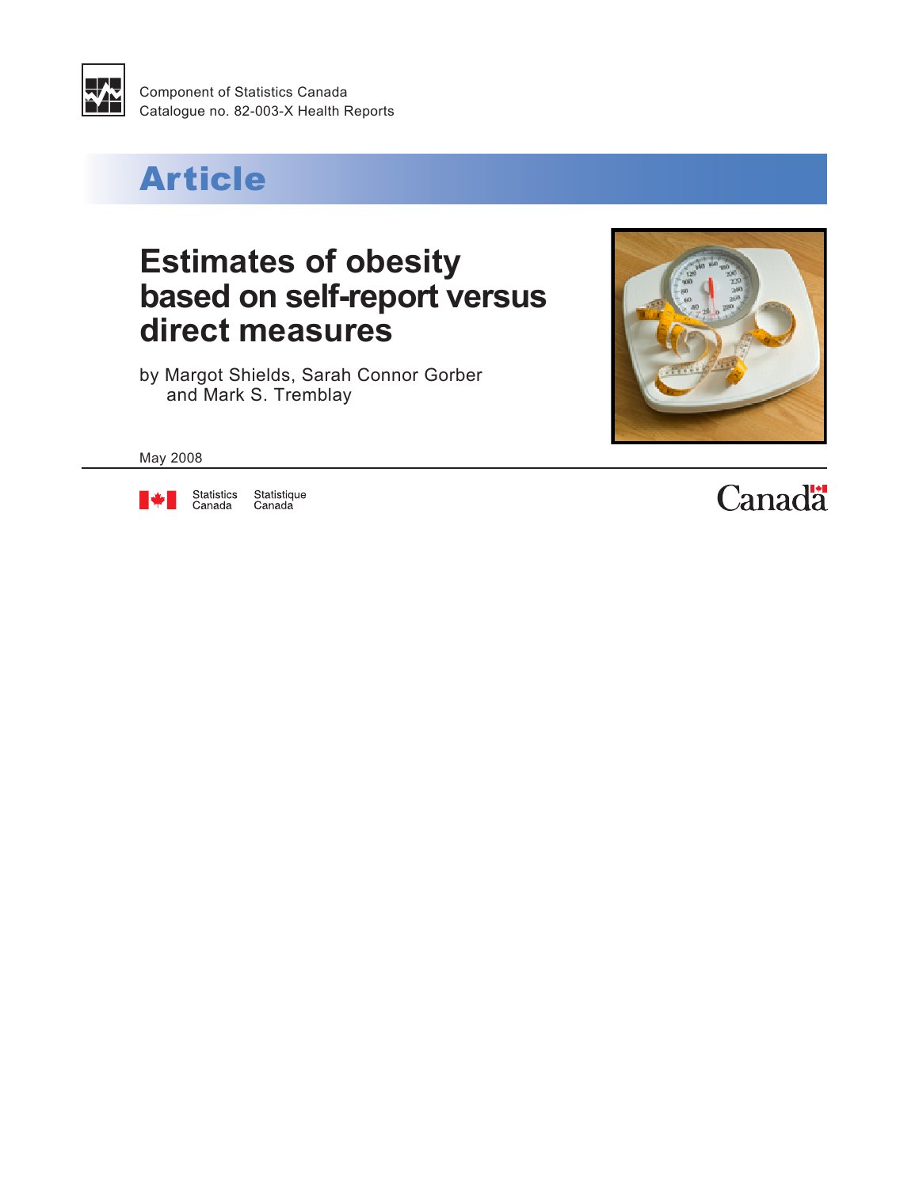Component of Statistics Canada
Catalogue no. 82-003-X Health Reports

# Article

## Estimates of obesity based on self-report versus direct measures

by Margot Shields, Sarah Connor Gorber and Mark S. Tremblay

May 2008

Statistics Canada Statistique Canada

Canada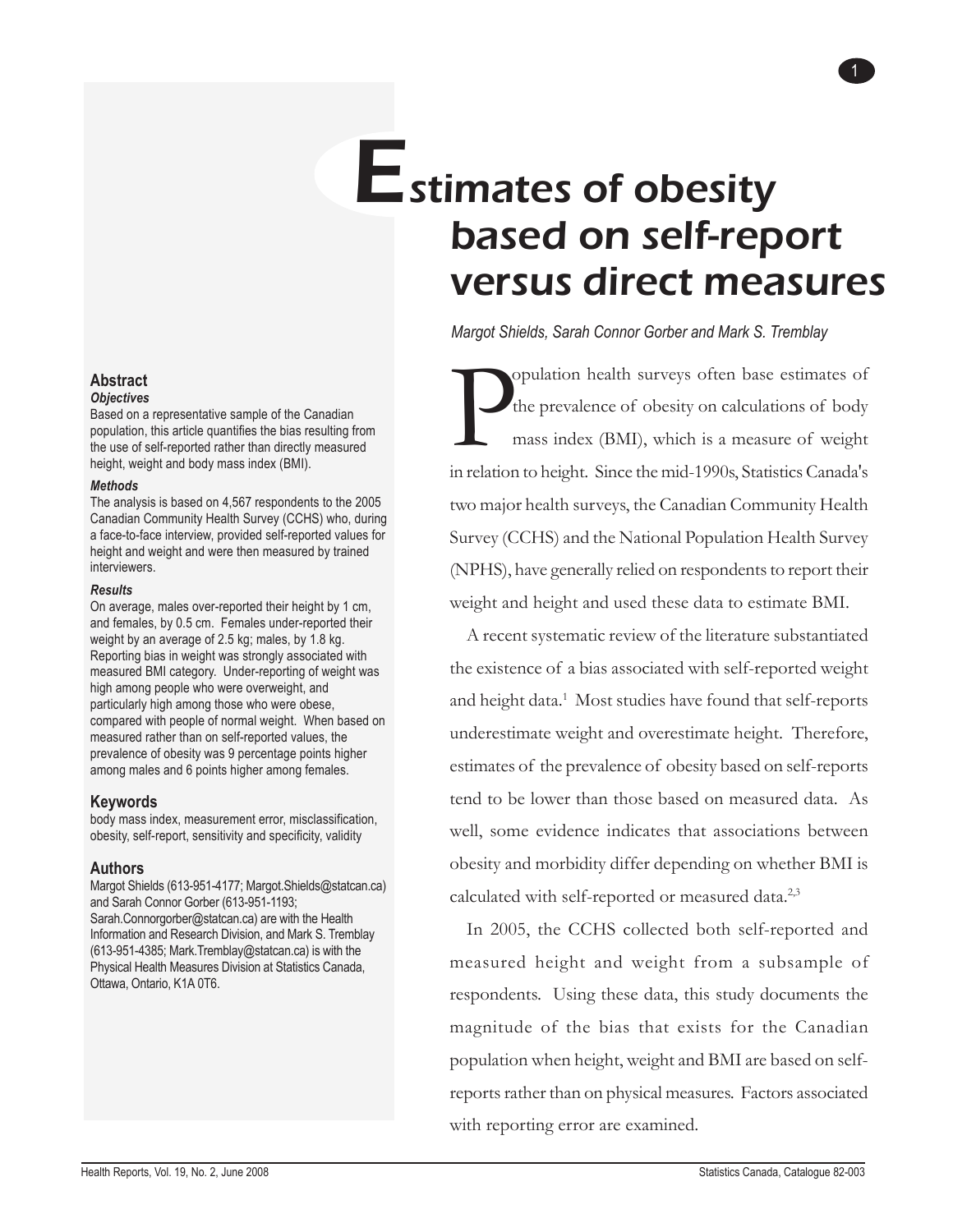# Estimates of obesity based on self-report versus direct measures

*Margot Shields, Sarah Connor Gorber and Mark S. Tremblay*

## Abstract

### *Objectives*

Based on a representative sample of the Canadian population, this article quantifies the bias resulting from the use of self-reported rather than directly measured height, weight and body mass index (BMI).

### *Methods*

The analysis is based on 4,567 respondents to the 2005 Canadian Community Health Survey (CCHS) who, during a face-to-face interview, provided self-reported values for height and weight and were then measured by trained interviewers.

### *Results*

On average, males over-reported their height by 1 cm, and females, by 0.5 cm. Females under-reported their weight by an average of 2.5 kg; males, by 1.8 kg. Reporting bias in weight was strongly associated with measured BMI category. Under-reporting of weight was high among people who were overweight, and particularly high among those who were obese, compared with people of normal weight. When based on measured rather than on self-reported values, the prevalence of obesity was 9 percentage points higher among males and 6 points higher among females.

## Keywords

body mass index, measurement error, misclassification, obesity, self-report, sensitivity and specificity, validity

## Authors

Margot Shields (613-951-4177; Margot.Shields@statcan.ca) and Sarah Connor Gorber (613-951-1193; Sarah.Connorgorber@statcan.ca) are with the Health Information and Research Division, and Mark S. Tremblay (613-951-4385; Mark.Tremblay@statcan.ca) is with the Physical Health Measures Division at Statistics Canada, Ottawa, Ontario, K1A 0T6.

Population health surveys often base estimates of the prevalence of obesity on calculations of body mass index (BMI), which is a measure of weight in relation to height. Since the mid-1990s, Statistics Canada's two major health surveys, the Canadian Community Health Survey (CCHS) and the National Population Health Survey (NPHS), have generally relied on respondents to report their weight and height and used these data to estimate BMI.

A recent systematic review of the literature substantiated the existence of a bias associated with self-reported weight and height data.[1] Most studies have found that self-reports underestimate weight and overestimate height. Therefore, estimates of the prevalence of obesity based on self-reports tend to be lower than those based on measured data. As well, some evidence indicates that associations between obesity and morbidity differ depending on whether BMI is calculated with self-reported or measured data.[2,3]

In 2005, the CCHS collected both self-reported and measured height and weight from a subsample of respondents. Using these data, this study documents the magnitude of the bias that exists for the Canadian population when height, weight and BMI are based on self-reports rather than on physical measures. Factors associated with reporting error are examined.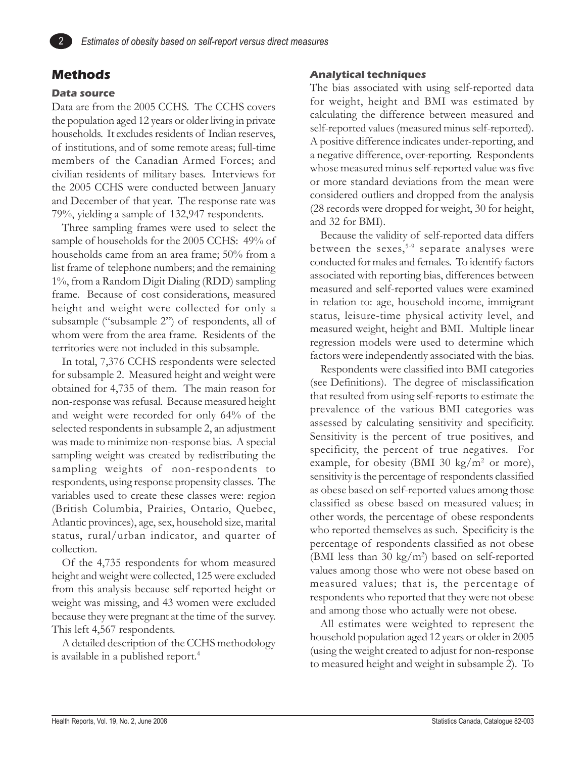## Methods

### Data source

Data are from the 2005 CCHS. The CCHS covers the population aged 12 years or older living in private households. It excludes residents of Indian reserves, of institutions, and of some remote areas; full-time members of the Canadian Armed Forces; and civilian residents of military bases. Interviews for the 2005 CCHS were conducted between January and December of that year. The response rate was 79%, yielding a sample of 132,947 respondents.

Three sampling frames were used to select the sample of households for the 2005 CCHS: 49% of households came from an area frame; 50% from a list frame of telephone numbers; and the remaining 1%, from a Random Digit Dialing (RDD) sampling frame. Because of cost considerations, measured height and weight were collected for only a subsample ("subsample 2") of respondents, all of whom were from the area frame. Residents of the territories were not included in this subsample.

In total, 7,376 CCHS respondents were selected for subsample 2. Measured height and weight were obtained for 4,735 of them. The main reason for non-response was refusal. Because measured height and weight were recorded for only 64% of the selected respondents in subsample 2, an adjustment was made to minimize non-response bias. A special sampling weight was created by redistributing the sampling weights of non-respondents to respondents, using response propensity classes. The variables used to create these classes were: region (British Columbia, Prairies, Ontario, Quebec, Atlantic provinces), age, sex, household size, marital status, rural/urban indicator, and quarter of collection.

Of the 4,735 respondents for whom measured height and weight were collected, 125 were excluded from this analysis because self-reported height or weight was missing, and 43 women were excluded because they were pregnant at the time of the survey. This left 4,567 respondents.

A detailed description of the CCHS methodology is available in a published report.[4]

### Analytical techniques

The bias associated with using self-reported data for weight, height and BMI was estimated by calculating the difference between measured and self-reported values (measured minus self-reported). A positive difference indicates under-reporting, and a negative difference, over-reporting. Respondents whose measured minus self-reported value was five or more standard deviations from the mean were considered outliers and dropped from the analysis (28 records were dropped for weight, 30 for height, and 32 for BMI).

Because the validity of self-reported data differs between the sexes,[5-9] separate analyses were conducted for males and females. To identify factors associated with reporting bias, differences between measured and self-reported values were examined in relation to: age, household income, immigrant status, leisure-time physical activity level, and measured weight, height and BMI. Multiple linear regression models were used to determine which factors were independently associated with the bias.

Respondents were classified into BMI categories (see Definitions). The degree of misclassification that resulted from using self-reports to estimate the prevalence of the various BMI categories was assessed by calculating sensitivity and specificity. Sensitivity is the percent of true positives, and specificity, the percent of true negatives. For example, for obesity (BMI 30 $kg/m^2$ or more), sensitivity is the percentage of respondents classified as obese based on self-reported values among those classified as obese based on measured values; in other words, the percentage of obese respondents who reported themselves as such. Specificity is the percentage of respondents classified as not obese (BMI less than 30 $kg/m^2$) based on self-reported values among those who were not obese based on measured values; that is, the percentage of respondents who reported that they were not obese and among those who actually were not obese.

All estimates were weighted to represent the household population aged 12 years or older in 2005 (using the weight created to adjust for non-response to measured height and weight in subsample 2). To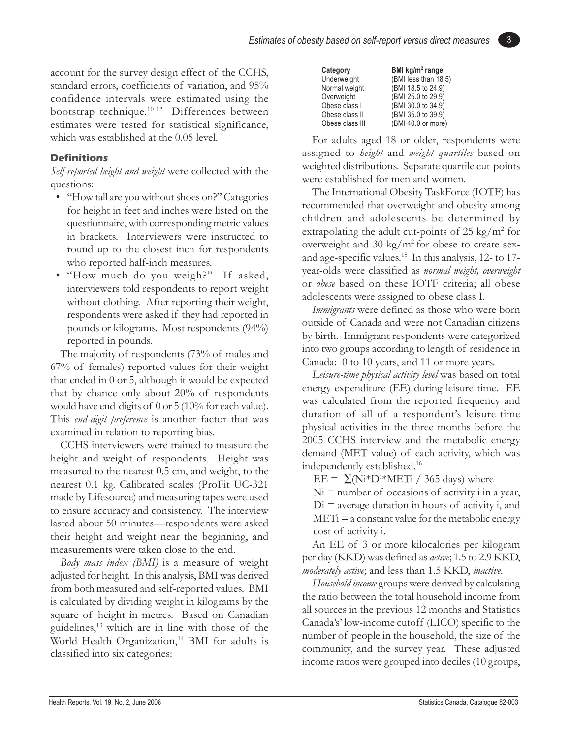account for the survey design effect of the CCHS, standard errors, coefficients of variation, and 95% confidence intervals were estimated using the bootstrap technique.[10-12] Differences between estimates were tested for statistical significance, which was established at the 0.05 level.

### Definitions

*Self-reported height and weight* were collected with the questions:

- "How tall are you without shoes on?" Categories for height in feet and inches were listed on the questionnaire, with corresponding metric values in brackets. Interviewers were instructed to round up to the closest inch for respondents who reported half-inch measures.
- "How much do you weigh?" If asked, interviewers told respondents to report weight without clothing. After reporting their weight, respondents were asked if they had reported in pounds or kilograms. Most respondents (94%) reported in pounds.

The majority of respondents (73% of males and 67% of females) reported values for their weight that ended in 0 or 5, although it would be expected that by chance only about 20% of respondents would have end-digits of 0 or 5 (10% for each value). This *end-digit preference* is another factor that was examined in relation to reporting bias.

CCHS interviewers were trained to measure the height and weight of respondents. Height was measured to the nearest 0.5 cm, and weight, to the nearest 0.1 kg. Calibrated scales (ProFit UC-321 made by Lifesource) and measuring tapes were used to ensure accuracy and consistency. The interview lasted about 50 minutes—respondents were asked their height and weight near the beginning, and measurements were taken close to the end.

*Body mass index (BMI)* is a measure of weight adjusted for height. In this analysis, BMI was derived from both measured and self-reported values. BMI is calculated by dividing weight in kilograms by the square of height in metres. Based on Canadian guidelines,[13] which are in line with those of the World Health Organization,[14] BMI for adults is classified into six categories:

| Category | BMI kg/m$^2$ range |
|---|---|
| Underweight | (BMI less than 18.5) |
| Normal weight | (BMI 18.5 to 24.9) |
| Overweight | (BMI 25.0 to 29.9) |
| Obese class I | (BMI 30.0 to 34.9) |
| Obese class II | (BMI 35.0 to 39.9) |
| Obese class III | (BMI 40.0 or more) |

For adults aged 18 or older, respondents were assigned to *height* and *weight quartiles* based on weighted distributions. Separate quartile cut-points were established for men and women.

The International Obesity TaskForce (IOTF) has recommended that overweight and obesity among children and adolescents be determined by extrapolating the adult cut-points of 25 kg/m$^2$ for overweight and 30 kg/m$^2$ for obese to create sex- and age-specific values.[15] In this analysis, 12- to 17-year-olds were classified as *normal weight, overweight* or *obese* based on these IOTF criteria; all obese adolescents were assigned to obese class I.

*Immigrants* were defined as those who were born outside of Canada and were not Canadian citizens by birth. Immigrant respondents were categorized into two groups according to length of residence in Canada: 0 to 10 years, and 11 or more years.

*Leisure-time physical activity level* was based on total energy expenditure (EE) during leisure time. EE was calculated from the reported frequency and duration of all of a respondent's leisure-time physical activities in the three months before the 2005 CCHS interview and the metabolic energy demand (MET value) of each activity, which was independently established.[16]

$EE = \sum(Ni*Di*METi / 365 \text{ days})$ where

Ni = number of occasions of activity i in a year,

Di = average duration in hours of activity i, and

METi = a constant value for the metabolic energy cost of activity i.

An EE of 3 or more kilocalories per kilogram per day (KKD) was defined as *active*; 1.5 to 2.9 KKD, *moderately active*; and less than 1.5 KKD, *inactive*.

*Household income* groups were derived by calculating the ratio between the total household income from all sources in the previous 12 months and Statistics Canada's' low-income cutoff (LICO) specific to the number of people in the household, the size of the community, and the survey year. These adjusted income ratios were grouped into deciles (10 groups,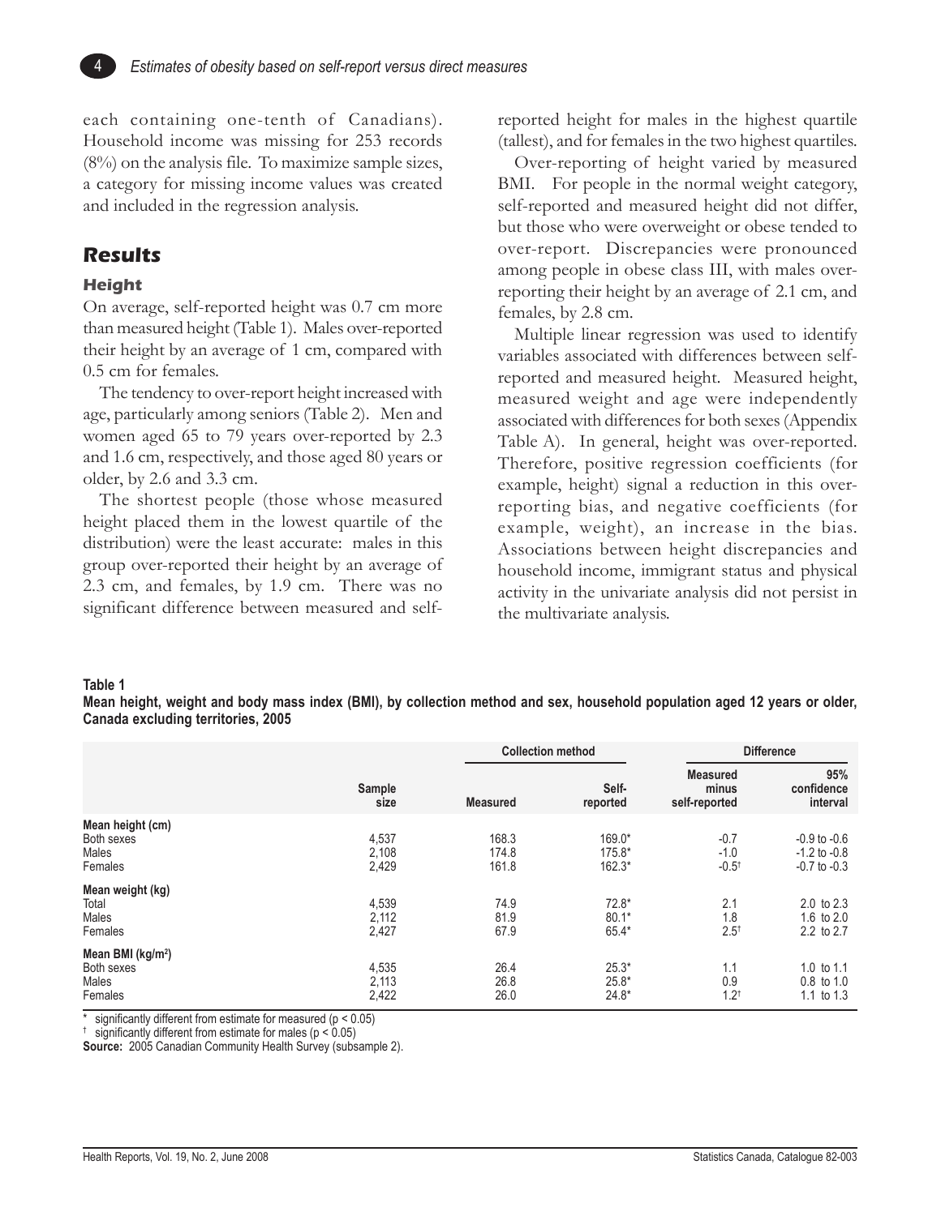each containing one-tenth of Canadians). Household income was missing for 253 records (8%) on the analysis file. To maximize sample sizes, a category for missing income values was created and included in the regression analysis.

## Results

### Height

On average, self-reported height was 0.7 cm more than measured height (Table 1). Males over-reported their height by an average of 1 cm, compared with 0.5 cm for females.

The tendency to over-report height increased with age, particularly among seniors (Table 2). Men and women aged 65 to 79 years over-reported by 2.3 and 1.6 cm, respectively, and those aged 80 years or older, by 2.6 and 3.3 cm.

The shortest people (those whose measured height placed them in the lowest quartile of the distribution) were the least accurate: males in this group over-reported their height by an average of 2.3 cm, and females, by 1.9 cm. There was no significant difference between measured and self-reported height for males in the highest quartile (tallest), and for females in the two highest quartiles.

Over-reporting of height varied by measured BMI. For people in the normal weight category, self-reported and measured height did not differ, but those who were overweight or obese tended to over-report. Discrepancies were pronounced among people in obese class III, with males over-reporting their height by an average of 2.1 cm, and females, by 2.8 cm.

Multiple linear regression was used to identify variables associated with differences between self-reported and measured height. Measured height, measured weight and age were independently associated with differences for both sexes (Appendix Table A). In general, height was over-reported. Therefore, positive regression coefficients (for example, height) signal a reduction in this over-reporting bias, and negative coefficients (for example, weight), an increase in the bias. Associations between height discrepancies and household income, immigrant status and physical activity in the univariate analysis did not persist in the multivariate analysis.

**Table 1**
**Mean height, weight and body mass index (BMI), by collection method and sex, household population aged 12 years or older, Canada excluding territories, 2005**

| | | Collection method | | Difference | |
|---|---|---|---|---|---|
| | Sample size | Measured | Self-reported | Measured minus self-reported | 95% confidence interval |
| **Mean height (cm)** | | | | | |
| Both sexes | 4,537 | 168.3 | 169.0* | -0.7 | -0.9 to -0.6 |
| Males | 2,108 | 174.8 | 175.8* | -1.0 | -1.2 to -0.8 |
| Females | 2,429 | 161.8 | 162.3* | -0.5† | -0.7 to -0.3 |
| **Mean weight (kg)** | | | | | |
| Total | 4,539 | 74.9 | 72.8* | 2.1 | 2.0 to 2.3 |
| Males | 2,112 | 81.9 | 80.1* | 1.8 | 1.6 to 2.0 |
| Females | 2,427 | 67.9 | 65.4* | 2.5† | 2.2 to 2.7 |
| **Mean BMI (kg/m²)** | | | | | |
| Both sexes | 4,535 | 26.4 | 25.3* | 1.1 | 1.0 to 1.1 |
| Males | 2,113 | 26.8 | 25.8* | 0.9 | 0.8 to 1.0 |
| Females | 2,422 | 26.0 | 24.8* | 1.2† | 1.1 to 1.3 |

\* significantly different from estimate for measured ($p < 0.05$)
† significantly different from estimate for males ($p < 0.05$)
**Source:** 2005 Canadian Community Health Survey (subsample 2).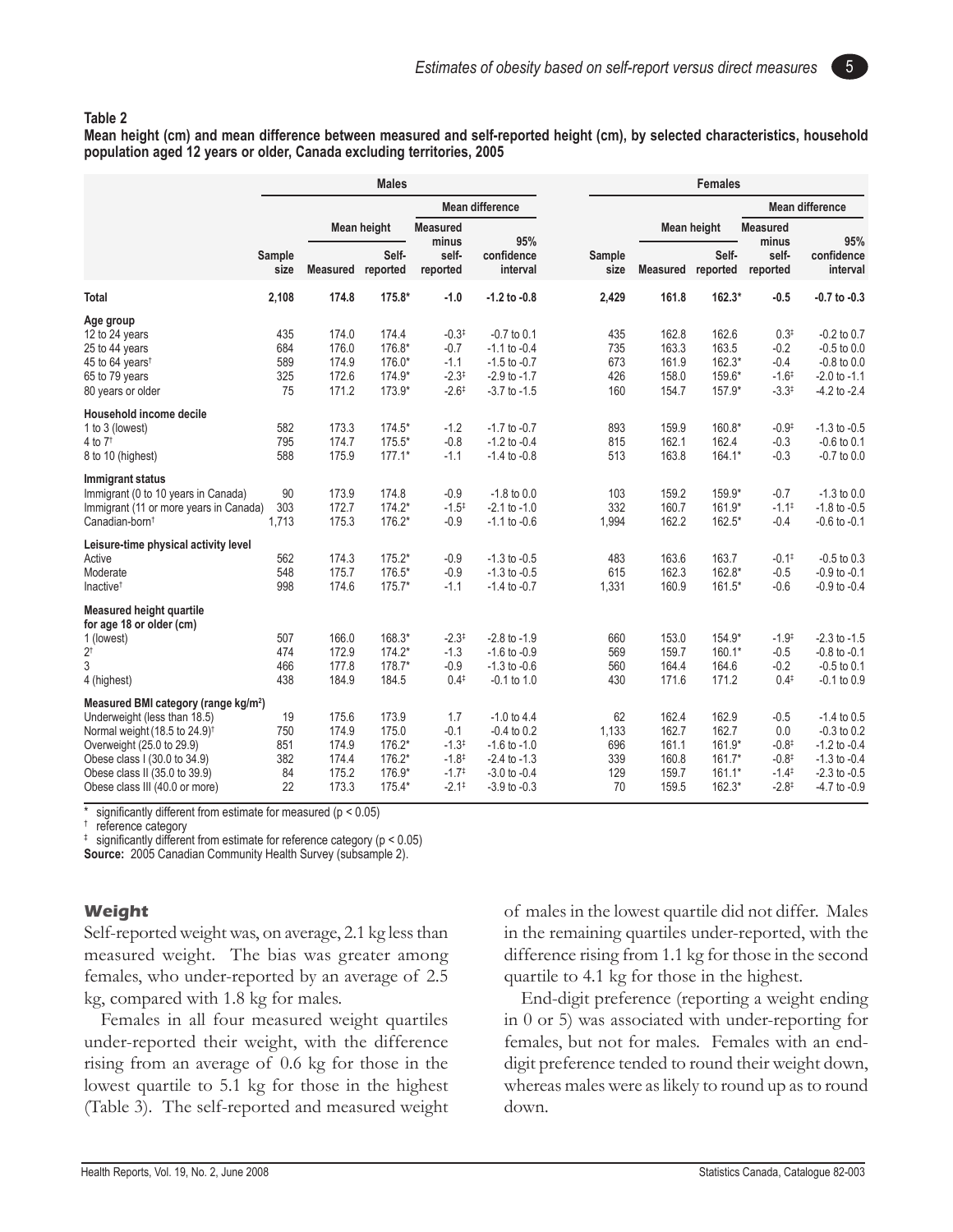**Table 2**

**Mean height (cm) and mean difference between measured and self-reported height (cm), by selected characteristics, household population aged 12 years or older, Canada excluding territories, 2005**

| | Males | | | | | Females | | | | |
|---|---|---|---|---|---|---|---|---|---|---|
| | | Mean height | | Mean difference | | | Mean height | | Mean difference | |
| | Sample size | Measured | Self-reported | Measured minus self-reported | 95% confidence interval | Sample size | Measured | Self-reported | Measured minus self-reported | 95% confidence interval |
| **Total** | **2,108** | **174.8** | **175.8*** | **-1.0** | **-1.2 to -0.8** | **2,429** | **161.8** | **162.3*** | **-0.5** | **-0.7 to -0.3** |
| **Age group** | | | | | | | | | | |
| 12 to 24 years | 435 | 174.0 | 174.4 | -0.3‡ | -0.7 to 0.1 | 435 | 162.8 | 162.6 | 0.3‡ | -0.2 to 0.7 |
| 25 to 44 years | 684 | 176.0 | 176.8* | -0.7 | -1.1 to -0.4 | 735 | 163.3 | 163.5 | -0.2 | -0.5 to 0.0 |
| 45 to 64 years† | 589 | 174.9 | 176.0* | -1.1 | -1.5 to -0.7 | 673 | 161.9 | 162.3* | -0.4 | -0.8 to 0.0 |
| 65 to 79 years | 325 | 172.6 | 174.9* | -2.3‡ | -2.9 to -1.7 | 426 | 158.0 | 159.6* | -1.6‡ | -2.0 to -1.1 |
| 80 years or older | 75 | 171.2 | 173.9* | -2.6‡ | -3.7 to -1.5 | 160 | 154.7 | 157.9* | -3.3‡ | -4.2 to -2.4 |
| **Household income decile** | | | | | | | | | | |
| 1 to 3 (lowest) | 582 | 173.3 | 174.5* | -1.2 | -1.7 to -0.7 | 893 | 159.9 | 160.8* | -0.9‡ | -1.3 to -0.5 |
| 4 to 7† | 795 | 174.7 | 175.5* | -0.8 | -1.2 to -0.4 | 815 | 162.1 | 162.4 | -0.3 | -0.6 to 0.1 |
| 8 to 10 (highest) | 588 | 175.9 | 177.1* | -1.1 | -1.4 to -0.8 | 513 | 163.8 | 164.1* | -0.3 | -0.7 to 0.0 |
| **Immigrant status** | | | | | | | | | | |
| Immigrant (0 to 10 years in Canada) | 90 | 173.9 | 174.8 | -0.9 | -1.8 to 0.0 | 103 | 159.2 | 159.9* | -0.7 | -1.3 to 0.0 |
| Immigrant (11 or more years in Canada) | 303 | 172.7 | 174.2* | -1.5‡ | -2.1 to -1.0 | 332 | 160.7 | 161.9* | -1.1‡ | -1.8 to -0.5 |
| Canadian-born† | 1,713 | 175.3 | 176.2* | -0.9 | -1.1 to -0.6 | 1,994 | 162.2 | 162.5* | -0.4 | -0.6 to -0.1 |
| **Leisure-time physical activity level** | | | | | | | | | | |
| Active | 562 | 174.3 | 175.2* | -0.9 | -1.3 to -0.5 | 483 | 163.6 | 163.7 | -0.1‡ | -0.5 to 0.3 |
| Moderate | 548 | 175.7 | 176.5* | -0.9 | -1.3 to -0.5 | 615 | 162.3 | 162.8* | -0.5 | -0.9 to -0.1 |
| Inactive† | 998 | 174.6 | 175.7* | -1.1 | -1.4 to -0.7 | 1,331 | 160.9 | 161.5* | -0.6 | -0.9 to -0.4 |
| **Measured height quartile for age 18 or older (cm)** | | | | | | | | | | |
| 1 (lowest) | 507 | 166.0 | 168.3* | -2.3‡ | -2.8 to -1.9 | 660 | 153.0 | 154.9* | -1.9‡ | -2.3 to -1.5 |
| 2† | 474 | 172.9 | 174.2* | -1.3 | -1.6 to -0.9 | 569 | 159.7 | 160.1* | -0.5 | -0.8 to -0.1 |
| 3 | 466 | 177.8 | 178.7* | -0.9 | -1.3 to -0.6 | 560 | 164.4 | 164.6 | -0.2 | -0.5 to 0.1 |
| 4 (highest) | 438 | 184.9 | 184.5 | 0.4‡ | -0.1 to 1.0 | 430 | 171.6 | 171.2 | 0.4‡ | -0.1 to 0.9 |
| **Measured BMI category (range kg/m²)** | | | | | | | | | | |
| Underweight (less than 18.5) | 19 | 175.6 | 173.9 | 1.7 | -1.0 to 4.4 | 62 | 162.4 | 162.9 | -0.5 | -1.4 to 0.5 |
| Normal weight (18.5 to 24.9)† | 750 | 174.9 | 175.0 | -0.1 | -0.4 to 0.2 | 1,133 | 162.7 | 162.7 | 0.0 | -0.3 to 0.2 |
| Overweight (25.0 to 29.9) | 851 | 174.9 | 176.2* | -1.3‡ | -1.6 to -1.0 | 696 | 161.1 | 161.9* | -0.8‡ | -1.2 to -0.4 |
| Obese class I (30.0 to 34.9) | 382 | 174.4 | 176.2* | -1.8‡ | -2.4 to -1.3 | 339 | 160.8 | 161.7* | -0.8‡ | -1.3 to -0.4 |
| Obese class II (35.0 to 39.9) | 84 | 175.2 | 176.9* | -1.7‡ | -3.0 to -0.4 | 129 | 159.7 | 161.1* | -1.4‡ | -2.3 to -0.5 |
| Obese class III (40.0 or more) | 22 | 173.3 | 175.4* | -2.1‡ | -3.9 to -0.3 | 70 | 159.5 | 162.3* | -2.8‡ | -4.7 to -0.9 |

\* significantly different from estimate for measured ($p < 0.05$)
† reference category
‡ significantly different from estimate for reference category ($p < 0.05$)
**Source:** 2005 Canadian Community Health Survey (subsample 2).

### Weight

Self-reported weight was, on average, 2.1 kg less than measured weight. The bias was greater among females, who under-reported by an average of 2.5 kg, compared with 1.8 kg for males.

Females in all four measured weight quartiles under-reported their weight, with the difference rising from an average of 0.6 kg for those in the lowest quartile to 5.1 kg for those in the highest (Table 3). The self-reported and measured weight of males in the lowest quartile did not differ. Males in the remaining quartiles under-reported, with the difference rising from 1.1 kg for those in the second quartile to 4.1 kg for those in the highest.

End-digit preference (reporting a weight ending in 0 or 5) was associated with under-reporting for females, but not for males. Females with an end-digit preference tended to round their weight down, whereas males were as likely to round up as to round down.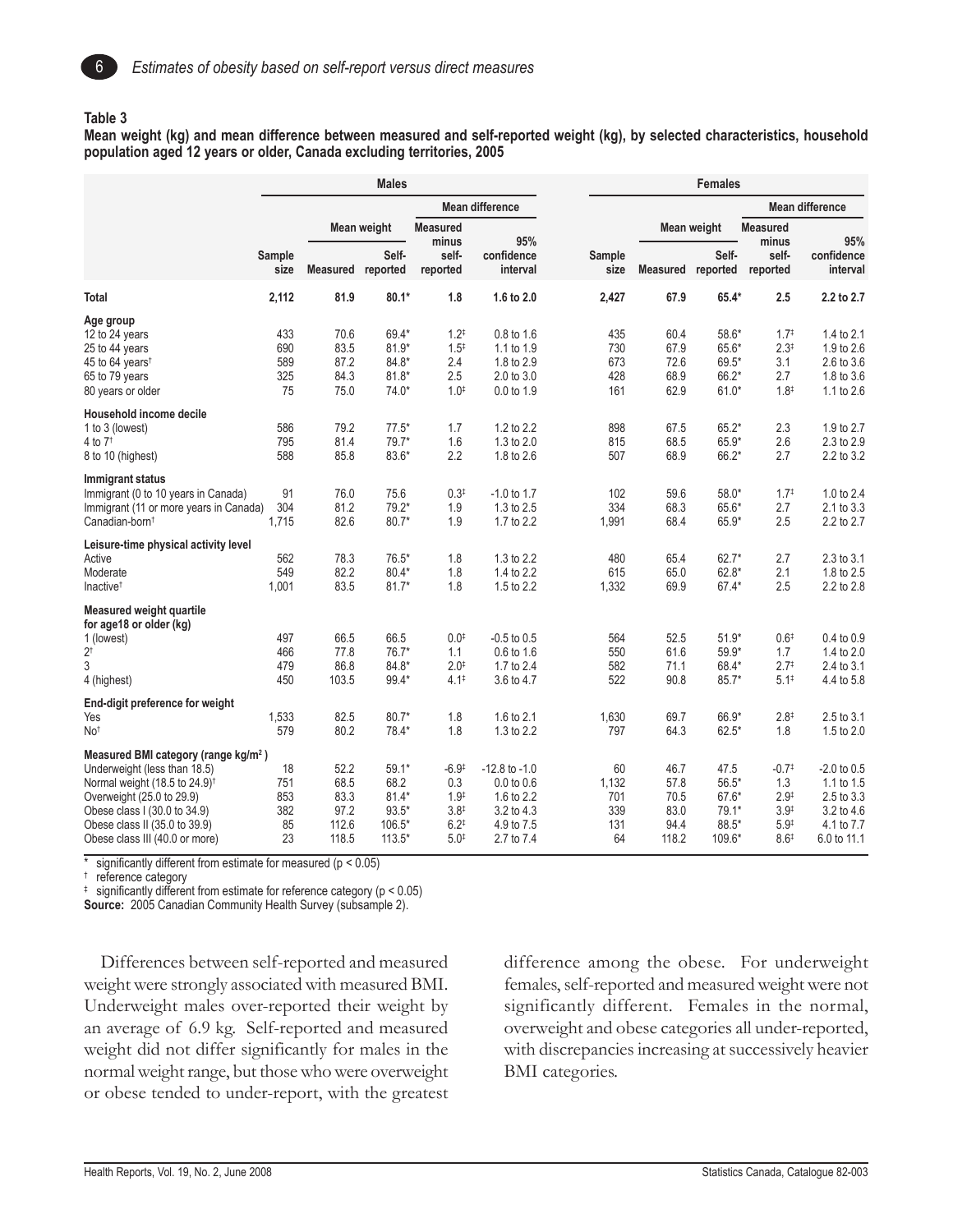**Table 3**

**Mean weight (kg) and mean difference between measured and self-reported weight (kg), by selected characteristics, household population aged 12 years or older, Canada excluding territories, 2005**

| | Males | | | | | Females | | | | |
|---|---|---|---|---|---|---|---|---|---|---|
| | | Mean weight | | Mean difference | | | Mean weight | | Mean difference | |
| | Sample size | Measured | Self-reported | Measured minus self-reported | 95% confidence interval | Sample size | Measured | Self-reported | Measured minus self-reported | 95% confidence interval |
| **Total** | **2,112** | **81.9** | **80.1*** | **1.8** | **1.6 to 2.0** | **2,427** | **67.9** | **65.4*** | **2.5** | **2.2 to 2.7** |
| **Age group** | | | | | | | | | | |
| 12 to 24 years | 433 | 70.6 | 69.4* | 1.2‡ | 0.8 to 1.6 | 435 | 60.4 | 58.6* | 1.7‡ | 1.4 to 2.1 |
| 25 to 44 years | 690 | 83.5 | 81.9* | 1.5‡ | 1.1 to 1.9 | 730 | 67.9 | 65.6* | 2.3‡ | 1.9 to 2.6 |
| 45 to 64 years† | 589 | 87.2 | 84.8* | 2.4 | 1.8 to 2.9 | 673 | 72.6 | 69.5* | 3.1 | 2.6 to 3.6 |
| 65 to 79 years | 325 | 84.3 | 81.8* | 2.5 | 2.0 to 3.0 | 428 | 68.9 | 66.2* | 2.7 | 1.8 to 3.6 |
| 80 years or older | 75 | 75.0 | 74.0* | 1.0‡ | 0.0 to 1.9 | 161 | 62.9 | 61.0* | 1.8‡ | 1.1 to 2.6 |
| **Household income decile** | | | | | | | | | | |
| 1 to 3 (lowest) | 586 | 79.2 | 77.5* | 1.7 | 1.2 to 2.2 | 898 | 67.5 | 65.2* | 2.3 | 1.9 to 2.7 |
| 4 to 7† | 795 | 81.4 | 79.7* | 1.6 | 1.3 to 2.0 | 815 | 68.5 | 65.9* | 2.6 | 2.3 to 2.9 |
| 8 to 10 (highest) | 588 | 85.8 | 83.6* | 2.2 | 1.8 to 2.6 | 507 | 68.9 | 66.2* | 2.7 | 2.2 to 3.2 |
| **Immigrant status** | | | | | | | | | | |
| Immigrant (0 to 10 years in Canada) | 91 | 76.0 | 75.6 | 0.3‡ | -1.0 to 1.7 | 102 | 59.6 | 58.0* | 1.7‡ | 1.0 to 2.4 |
| Immigrant (11 or more years in Canada) | 304 | 81.2 | 79.2* | 1.9 | 1.3 to 2.5 | 334 | 68.3 | 65.6* | 2.7 | 2.1 to 3.3 |
| Canadian-born† | 1,715 | 82.6 | 80.7* | 1.9 | 1.7 to 2.2 | 1,991 | 68.4 | 65.9* | 2.5 | 2.2 to 2.7 |
| **Leisure-time physical activity level** | | | | | | | | | | |
| Active | 562 | 78.3 | 76.5* | 1.8 | 1.3 to 2.2 | 480 | 65.4 | 62.7* | 2.7 | 2.3 to 3.1 |
| Moderate | 549 | 82.2 | 80.4* | 1.8 | 1.4 to 2.2 | 615 | 65.0 | 62.8* | 2.1 | 1.8 to 2.5 |
| Inactive† | 1,001 | 83.5 | 81.7* | 1.8 | 1.5 to 2.2 | 1,332 | 69.9 | 67.4* | 2.5 | 2.2 to 2.8 |
| **Measured weight quartile for age18 or older (kg)** | | | | | | | | | | |
| 1 (lowest) | 497 | 66.5 | 66.5 | 0.0‡ | -0.5 to 0.5 | 564 | 52.5 | 51.9* | 0.6‡ | 0.4 to 0.9 |
| 2† | 466 | 77.8 | 76.7* | 1.1 | 0.6 to 1.6 | 550 | 61.6 | 59.9* | 1.7 | 1.4 to 2.0 |
| 3 | 479 | 86.8 | 84.8* | 2.0‡ | 1.7 to 2.4 | 582 | 71.1 | 68.4* | 2.7‡ | 2.4 to 3.1 |
| 4 (highest) | 450 | 103.5 | 99.4* | 4.1‡ | 3.6 to 4.7 | 522 | 90.8 | 85.7* | 5.1‡ | 4.4 to 5.8 |
| **End-digit preference for weight** | | | | | | | | | | |
| Yes | 1,533 | 82.5 | 80.7* | 1.8 | 1.6 to 2.1 | 1,630 | 69.7 | 66.9* | 2.8‡ | 2.5 to 3.1 |
| No† | 579 | 80.2 | 78.4* | 1.8 | 1.3 to 2.2 | 797 | 64.3 | 62.5* | 1.8 | 1.5 to 2.0 |
| **Measured BMI category (range kg/m²)** | | | | | | | | | | |
| Underweight (less than 18.5) | 18 | 52.2 | 59.1* | -6.9‡ | -12.8 to -1.0 | 60 | 46.7 | 47.5 | -0.7‡ | -2.0 to 0.5 |
| Normal weight (18.5 to 24.9)† | 751 | 68.5 | 68.2 | 0.3 | 0.0 to 0.6 | 1,132 | 57.8 | 56.5* | 1.3 | 1.1 to 1.5 |
| Overweight (25.0 to 29.9) | 853 | 83.3 | 81.4* | 1.9‡ | 1.6 to 2.2 | 701 | 70.5 | 67.6* | 2.9‡ | 2.5 to 3.3 |
| Obese class I (30.0 to 34.9) | 382 | 97.2 | 93.5* | 3.8‡ | 3.2 to 4.3 | 339 | 83.0 | 79.1* | 3.9‡ | 3.2 to 4.6 |
| Obese class II (35.0 to 39.9) | 85 | 112.6 | 106.5* | 6.2‡ | 4.9 to 7.5 | 131 | 94.4 | 88.5* | 5.9‡ | 4.1 to 7.7 |
| Obese class III (40.0 or more) | 23 | 118.5 | 113.5* | 5.0‡ | 2.7 to 7.4 | 64 | 118.2 | 109.6* | 8.6‡ | 6.0 to 11.1 |

\* significantly different from estimate for measured ($p < 0.05$)
† reference category
‡ significantly different from estimate for reference category ($p < 0.05$)
**Source:** 2005 Canadian Community Health Survey (subsample 2).

Differences between self-reported and measured weight were strongly associated with measured BMI. Underweight males over-reported their weight by an average of 6.9 kg. Self-reported and measured weight did not differ significantly for males in the normal weight range, but those who were overweight or obese tended to under-report, with the greatest difference among the obese. For underweight females, self-reported and measured weight were not significantly different. Females in the normal, overweight and obese categories all under-reported, with discrepancies increasing at successively heavier BMI categories.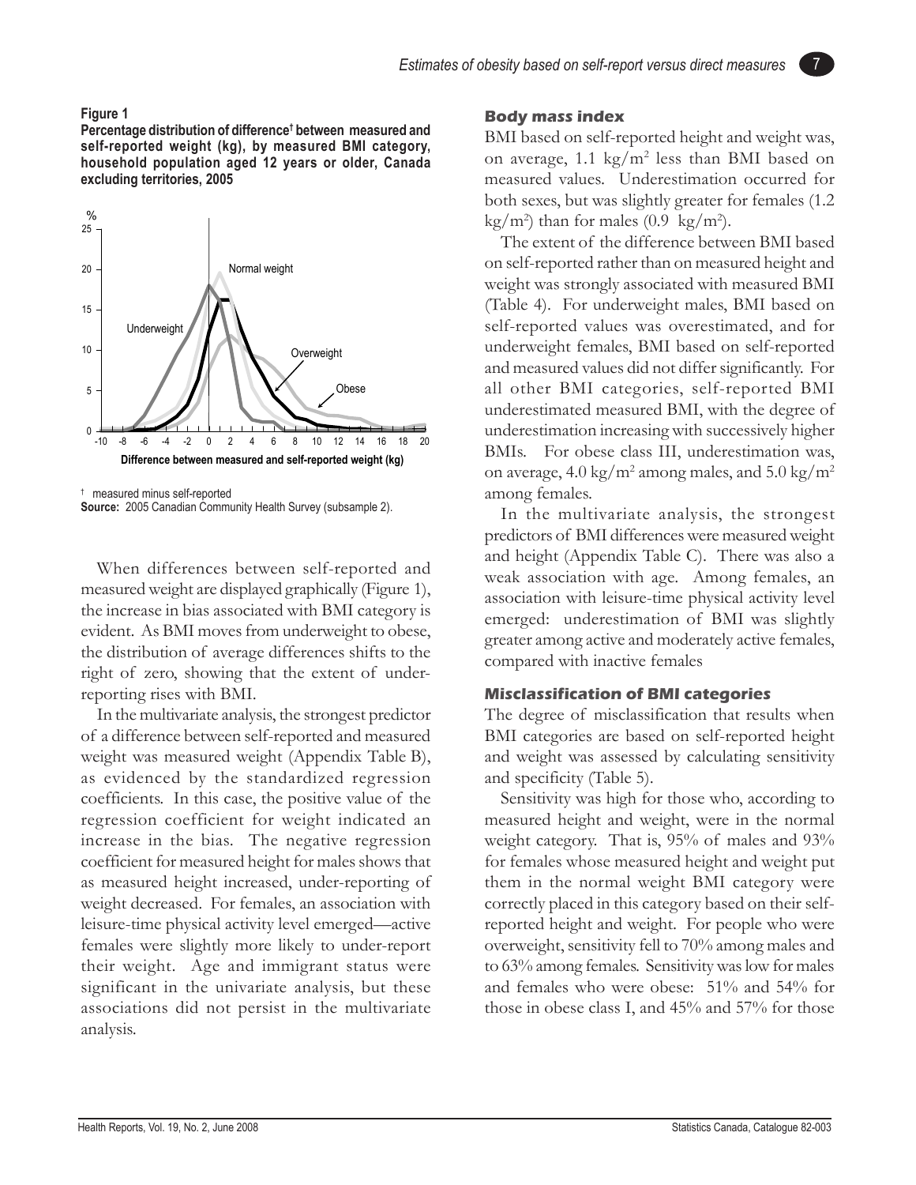**Figure 1**
**Percentage distribution of difference† between measured and self-reported weight (kg), by measured BMI category, household population aged 12 years or older, Canada excluding territories, 2005**

%
25
20
15
10
5
0
-10 -8 -6 -4 -2 0 2 4 6 8 10 12 14 16 18 20
Normal weight
Underweight
Overweight
Obese
**Difference between measured and self-reported weight (kg)**

† measured minus self-reported
**Source:** 2005 Canadian Community Health Survey (subsample 2).

When differences between self-reported and measured weight are displayed graphically (Figure 1), the increase in bias associated with BMI category is evident. As BMI moves from underweight to obese, the distribution of average differences shifts to the right of zero, showing that the extent of under-reporting rises with BMI.

In the multivariate analysis, the strongest predictor of a difference between self-reported and measured weight was measured weight (Appendix Table B), as evidenced by the standardized regression coefficients. In this case, the positive value of the regression coefficient for weight indicated an increase in the bias. The negative regression coefficient for measured height for males shows that as measured height increased, under-reporting of weight decreased. For females, an association with leisure-time physical activity level emerged—active females were slightly more likely to under-report their weight. Age and immigrant status were significant in the univariate analysis, but these associations did not persist in the multivariate analysis.

### Body mass index

BMI based on self-reported height and weight was, on average, 1.1 $kg/m^2$ less than BMI based on measured values. Underestimation occurred for both sexes, but was slightly greater for females (1.2 $kg/m^2$) than for males (0.9 $kg/m^2$).

The extent of the difference between BMI based on self-reported rather than on measured height and weight was strongly associated with measured BMI (Table 4). For underweight males, BMI based on self-reported values was overestimated, and for underweight females, BMI based on self-reported and measured values did not differ significantly. For all other BMI categories, self-reported BMI underestimated measured BMI, with the degree of underestimation increasing with successively higher BMIs. For obese class III, underestimation was, on average, 4.0 $kg/m^2$ among males, and 5.0 $kg/m^2$ among females.

In the multivariate analysis, the strongest predictors of BMI differences were measured weight and height (Appendix Table C). There was also a weak association with age. Among females, an association with leisure-time physical activity level emerged: underestimation of BMI was slightly greater among active and moderately active females, compared with inactive females

### Misclassification of BMI categories

The degree of misclassification that results when BMI categories are based on self-reported height and weight was assessed by calculating sensitivity and specificity (Table 5).

Sensitivity was high for those who, according to measured height and weight, were in the normal weight category. That is, 95% of males and 93% for females whose measured height and weight put them in the normal weight BMI category were correctly placed in this category based on their self-reported height and weight. For people who were overweight, sensitivity fell to 70% among males and to 63% among females. Sensitivity was low for males and females who were obese: 51% and 54% for those in obese class I, and 45% and 57% for those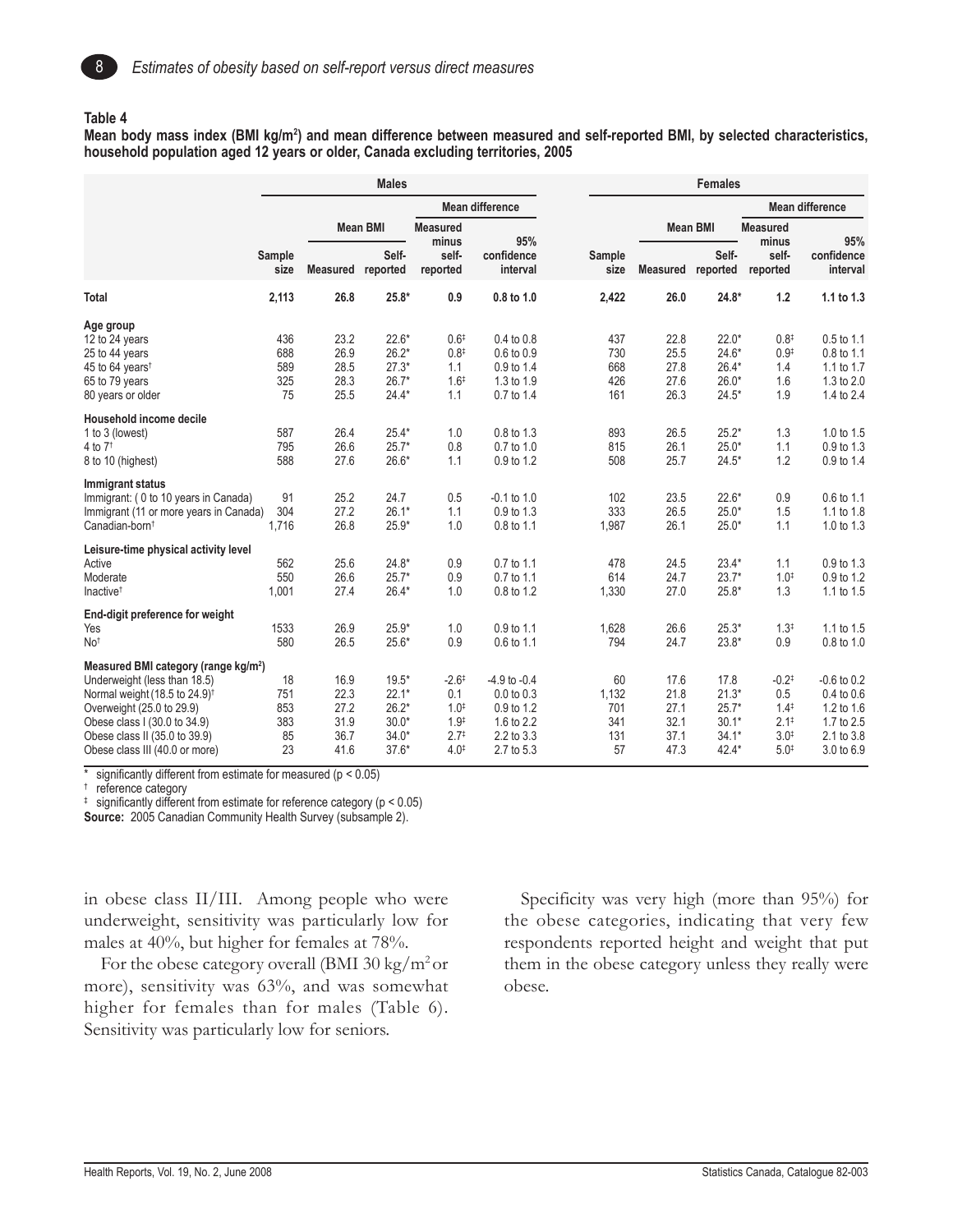**Table 4**

**Mean body mass index (BMI kg/m²) and mean difference between measured and self-reported BMI, by selected characteristics, household population aged 12 years or older, Canada excluding territories, 2005**

| | Males | | | | | Females | | | | |
|---|---|---|---|---|---|---|---|---|---|---|
| | | Mean BMI | | Mean difference | | | Mean BMI | | Mean difference | |
| | Sample size | Measured | Self-reported | Measured minus self-reported | 95% confidence interval | Sample size | Measured | Self-reported | Measured minus self-reported | 95% confidence interval |
| **Total** | **2,113** | **26.8** | **25.8*** | **0.9** | **0.8 to 1.0** | **2,422** | **26.0** | **24.8*** | **1.2** | **1.1 to 1.3** |
| **Age group** | | | | | | | | | | |
| 12 to 24 years | 436 | 23.2 | 22.6* | 0.6‡ | 0.4 to 0.8 | 437 | 22.8 | 22.0* | 0.8‡ | 0.5 to 1.1 |
| 25 to 44 years | 688 | 26.9 | 26.2* | 0.8‡ | 0.6 to 0.9 | 730 | 25.5 | 24.6* | 0.9‡ | 0.8 to 1.1 |
| 45 to 64 years† | 589 | 28.5 | 27.3* | 1.1 | 0.9 to 1.4 | 668 | 27.8 | 26.4* | 1.4 | 1.1 to 1.7 |
| 65 to 79 years | 325 | 28.3 | 26.7* | 1.6‡ | 1.3 to 1.9 | 426 | 27.6 | 26.0* | 1.6 | 1.3 to 2.0 |
| 80 years or older | 75 | 25.5 | 24.4* | 1.1 | 0.7 to 1.4 | 161 | 26.3 | 24.5* | 1.9 | 1.4 to 2.4 |
| **Household income decile** | | | | | | | | | | |
| 1 to 3 (lowest) | 587 | 26.4 | 25.4* | 1.0 | 0.8 to 1.3 | 893 | 26.5 | 25.2* | 1.3 | 1.0 to 1.5 |
| 4 to 7† | 795 | 26.6 | 25.7* | 0.8 | 0.7 to 1.0 | 815 | 26.1 | 25.0* | 1.1 | 0.9 to 1.3 |
| 8 to 10 (highest) | 588 | 27.6 | 26.6* | 1.1 | 0.9 to 1.2 | 508 | 25.7 | 24.5* | 1.2 | 0.9 to 1.4 |
| **Immigrant status** | | | | | | | | | | |
| Immigrant: ( 0 to 10 years in Canada) | 91 | 25.2 | 24.7 | 0.5 | -0.1 to 1.0 | 102 | 23.5 | 22.6* | 0.9 | 0.6 to 1.1 |
| Immigrant (11 or more years in Canada) | 304 | 27.2 | 26.1* | 1.1 | 0.9 to 1.3 | 333 | 26.5 | 25.0* | 1.5 | 1.1 to 1.8 |
| Canadian-born† | 1,716 | 26.8 | 25.9* | 1.0 | 0.8 to 1.1 | 1,987 | 26.1 | 25.0* | 1.1 | 1.0 to 1.3 |
| **Leisure-time physical activity level** | | | | | | | | | | |
| Active | 562 | 25.6 | 24.8* | 0.9 | 0.7 to 1.1 | 478 | 24.5 | 23.4* | 1.1 | 0.9 to 1.3 |
| Moderate | 550 | 26.6 | 25.7* | 0.9 | 0.7 to 1.1 | 614 | 24.7 | 23.7* | 1.0‡ | 0.9 to 1.2 |
| Inactive† | 1,001 | 27.4 | 26.4* | 1.0 | 0.8 to 1.2 | 1,330 | 27.0 | 25.8* | 1.3 | 1.1 to 1.5 |
| **End-digit preference for weight** | | | | | | | | | | |
| Yes | 1533 | 26.9 | 25.9* | 1.0 | 0.9 to 1.1 | 1,628 | 26.6 | 25.3* | 1.3‡ | 1.1 to 1.5 |
| No† | 580 | 26.5 | 25.6* | 0.9 | 0.6 to 1.1 | 794 | 24.7 | 23.8* | 0.9 | 0.8 to 1.0 |
| **Measured BMI category (range kg/m²)** | | | | | | | | | | |
| Underweight (less than 18.5) | 18 | 16.9 | 19.5* | -2.6‡ | -4.9 to -0.4 | 60 | 17.6 | 17.8 | -0.2‡ | -0.6 to 0.2 |
| Normal weight (18.5 to 24.9)† | 751 | 22.3 | 22.1* | 0.1 | 0.0 to 0.3 | 1,132 | 21.8 | 21.3* | 0.5 | 0.4 to 0.6 |
| Overweight (25.0 to 29.9) | 853 | 27.2 | 26.2* | 1.0‡ | 0.9 to 1.2 | 701 | 27.1 | 25.7* | 1.4‡ | 1.2 to 1.6 |
| Obese class I (30.0 to 34.9) | 383 | 31.9 | 30.0* | 1.9‡ | 1.6 to 2.2 | 341 | 32.1 | 30.1* | 2.1‡ | 1.7 to 2.5 |
| Obese class II (35.0 to 39.9) | 85 | 36.7 | 34.0* | 2.7‡ | 2.2 to 3.3 | 131 | 37.1 | 34.1* | 3.0‡ | 2.1 to 3.8 |
| Obese class III (40.0 or more) | 23 | 41.6 | 37.6* | 4.0‡ | 2.7 to 5.3 | 57 | 47.3 | 42.4* | 5.0‡ | 3.0 to 6.9 |

\* significantly different from estimate for measured ($p < 0.05$)
† reference category
‡ significantly different from estimate for reference category ($p < 0.05$)
**Source:** 2005 Canadian Community Health Survey (subsample 2).

in obese class II/III. Among people who were underweight, sensitivity was particularly low for males at 40%, but higher for females at 78%.

For the obese category overall (BMI 30 kg/m² or more), sensitivity was 63%, and was somewhat higher for females than for males (Table 6). Sensitivity was particularly low for seniors.

Specificity was very high (more than 95%) for the obese categories, indicating that very few respondents reported height and weight that put them in the obese category unless they really were obese.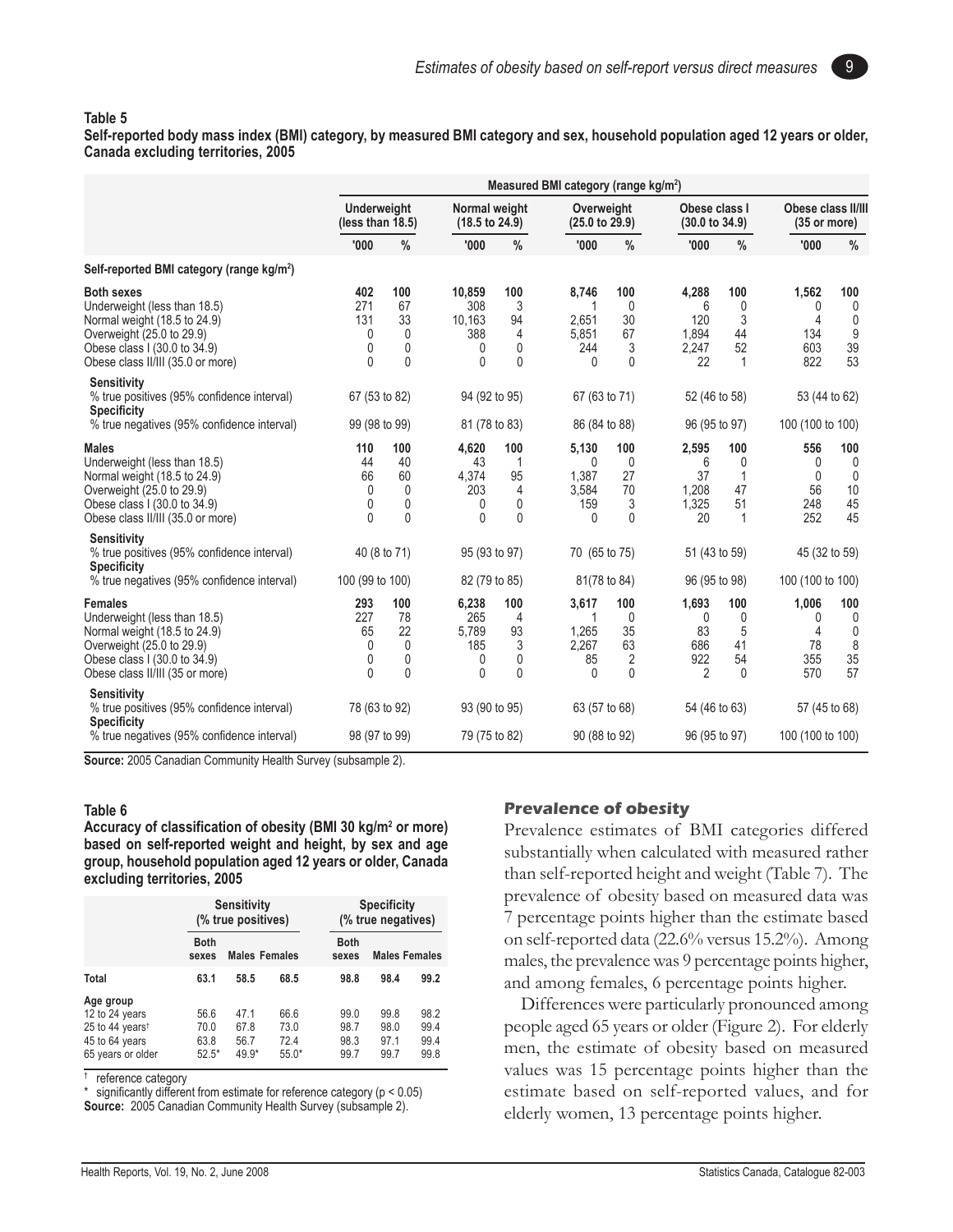**Table 5**

**Self-reported body mass index (BMI) category, by measured BMI category and sex, household population aged 12 years or older, Canada excluding territories, 2005**

| | Measured BMI category (range kg/m²) | | | | | | | | | |
|---|---|---|---|---|---|---|---|---|---|---|
| | Underweight (less than 18.5) | | Normal weight (18.5 to 24.9) | | Overweight (25.0 to 29.9) | | Obese class I (30.0 to 34.9) | | Obese class II/III (35 or more) | |
| | '000 | % | '000 | % | '000 | % | '000 | % | '000 | % |
| **Self-reported BMI category (range kg/m²)** | | | | | | | | | | |
| **Both sexes** | 402 | 100 | 10,859 | 100 | 8,746 | 100 | 4,288 | 100 | 1,562 | 100 |
| Underweight (less than 18.5) | 271 | 67 | 308 | 3 | 1 | 0 | 6 | 0 | 0 | 0 |
| Normal weight (18.5 to 24.9) | 131 | 33 | 10,163 | 94 | 2,651 | 30 | 120 | 3 | 4 | 0 |
| Overweight (25.0 to 29.9) | 0 | 0 | 388 | 4 | 5,851 | 67 | 1,894 | 44 | 134 | 9 |
| Obese class I (30.0 to 34.9) | 0 | 0 | 0 | 0 | 244 | 3 | 2,247 | 52 | 603 | 39 |
| Obese class II/III (35.0 or more) | 0 | 0 | 0 | 0 | 0 | 0 | 22 | 1 | 822 | 53 |
| **Sensitivity** | | | | | | | | | | |
| % true positives (95% confidence interval) | 67 (53 to 82) | | 94 (92 to 95) | | 67 (63 to 71) | | 52 (46 to 58) | | 53 (44 to 62) | |
| **Specificity** | | | | | | | | | | |
| % true negatives (95% confidence interval) | 99 (98 to 99) | | 81 (78 to 83) | | 86 (84 to 88) | | 96 (95 to 97) | | 100 (100 to 100) | |
| **Males** | 110 | 100 | 4,620 | 100 | 5,130 | 100 | 2,595 | 100 | 556 | 100 |
| Underweight (less than 18.5) | 44 | 40 | 43 | 1 | 0 | 0 | 6 | 0 | 0 | 0 |
| Normal weight (18.5 to 24.9) | 66 | 60 | 4,374 | 95 | 1,387 | 27 | 37 | 1 | 0 | 0 |
| Overweight (25.0 to 29.9) | 0 | 0 | 203 | 4 | 3,584 | 70 | 1,208 | 47 | 56 | 10 |
| Obese class I (30.0 to 34.9) | 0 | 0 | 0 | 0 | 159 | 3 | 1,325 | 51 | 248 | 45 |
| Obese class II/III (35.0 or more) | 0 | 0 | 0 | 0 | 0 | 0 | 20 | 1 | 252 | 45 |
| **Sensitivity** | | | | | | | | | | |
| % true positives (95% confidence interval) | 40 (8 to 71) | | 95 (93 to 97) | | 70 (65 to 75) | | 51 (43 to 59) | | 45 (32 to 59) | |
| **Specificity** | | | | | | | | | | |
| % true negatives (95% confidence interval) | 100 (99 to 100) | | 82 (79 to 85) | | 81(78 to 84) | | 96 (95 to 98) | | 100 (100 to 100) | |
| **Females** | 293 | 100 | 6,238 | 100 | 3,617 | 100 | 1,693 | 100 | 1,006 | 100 |
| Underweight (less than 18.5) | 227 | 78 | 265 | 4 | 1 | 0 | 0 | 0 | 0 | 0 |
| Normal weight (18.5 to 24.9) | 65 | 22 | 5,789 | 93 | 1,265 | 35 | 83 | 5 | 4 | 0 |
| Overweight (25.0 to 29.9) | 0 | 0 | 185 | 3 | 2,267 | 63 | 686 | 41 | 78 | 8 |
| Obese class I (30.0 to 34.9) | 0 | 0 | 0 | 0 | 85 | 2 | 922 | 54 | 355 | 35 |
| Obese class II/III (35 or more) | 0 | 0 | 0 | 0 | 0 | 0 | 2 | 0 | 570 | 57 |
| **Sensitivity** | | | | | | | | | | |
| % true positives (95% confidence interval) | 78 (63 to 92) | | 93 (90 to 95) | | 63 (57 to 68) | | 54 (46 to 63) | | 57 (45 to 68) | |
| **Specificity** | | | | | | | | | | |
| % true negatives (95% confidence interval) | 98 (97 to 99) | | 79 (75 to 82) | | 90 (88 to 92) | | 96 (95 to 97) | | 100 (100 to 100) | |

**Source:** 2005 Canadian Community Health Survey (subsample 2).

**Table 6**

**Accuracy of classification of obesity (BMI 30 kg/m² or more) based on self-reported weight and height, by sex and age group, household population aged 12 years or older, Canada excluding territories, 2005**

| | Sensitivity (% true positives) | | | Specificity (% true negatives) | | |
|---|---|---|---|---|---|---|
| | Both sexes | Males | Females | Both sexes | Males | Females |
| **Total** | 63.1 | 58.5 | 68.5 | 98.8 | 98.4 | 99.2 |
| **Age group** | | | | | | |
| 12 to 24 years | 56.6 | 47.1 | 66.6 | 99.0 | 99.8 | 98.2 |
| 25 to 44 years† | 70.0 | 67.8 | 73.0 | 98.7 | 98.0 | 99.4 |
| 45 to 64 years | 63.8 | 56.7 | 72.4 | 98.3 | 97.1 | 99.4 |
| 65 years or older | 52.5* | 49.9* | 55.0* | 99.7 | 99.7 | 99.8 |

† reference category

\* significantly different from estimate for reference category ($p < 0.05$)

**Source:** 2005 Canadian Community Health Survey (subsample 2).

### Prevalence of obesity

Prevalence estimates of BMI categories differed substantially when calculated with measured rather than self-reported height and weight (Table 7). The prevalence of obesity based on measured data was 7 percentage points higher than the estimate based on self-reported data (22.6% versus 15.2%). Among males, the prevalence was 9 percentage points higher, and among females, 6 percentage points higher.

Differences were particularly pronounced among people aged 65 years or older (Figure 2). For elderly men, the estimate of obesity based on measured values was 15 percentage points higher than the estimate based on self-reported values, and for elderly women, 13 percentage points higher.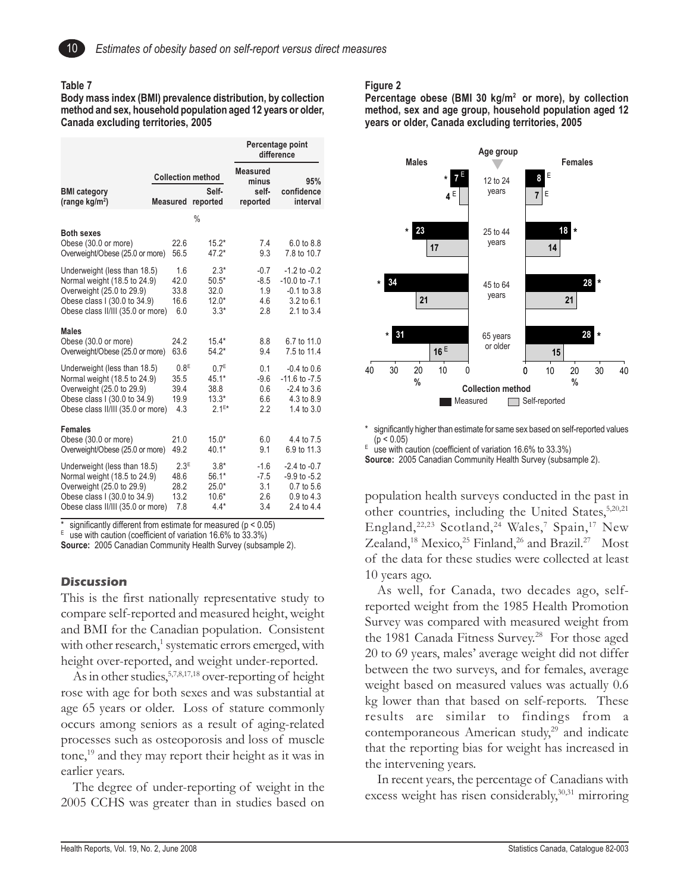**Table 7**

**Body mass index (BMI) prevalence distribution, by collection method and sex, household population aged 12 years or older, Canada excluding territories, 2005**

| BMI category (range kg/m²) | Collection method | | Percentage point difference | |
|---|---|---|---|---|
| | Measured | Self-reported | Measured minus self-reported | 95% confidence interval |
| | % | | | |
| **Both sexes** | | | | |
| Obese (30.0 or more) | 22.6 | 15.2* | 7.4 | 6.0 to 8.8 |
| Overweight/Obese (25.0 or more) | 56.5 | 47.2* | 9.3 | 7.8 to 10.7 |
| Underweight (less than 18.5) | 1.6 | 2.3* | -0.7 | -1.2 to -0.2 |
| Normal weight (18.5 to 24.9) | 42.0 | 50.5* | -8.5 | -10.0 to -7.1 |
| Overweight (25.0 to 29.9) | 33.8 | 32.0 | 1.9 | -0.1 to 3.8 |
| Obese class I (30.0 to 34.9) | 16.6 | 12.0* | 4.6 | 3.2 to 6.1 |
| Obese class II/III (35.0 or more) | 6.0 | 3.3* | 2.8 | 2.1 to 3.4 |
| **Males** | | | | |
| Obese (30.0 or more) | 24.2 | 15.4* | 8.8 | 6.7 to 11.0 |
| Overweight/Obese (25.0 or more) | 63.6 | 54.2* | 9.4 | 7.5 to 11.4 |
| Underweight (less than 18.5) | 0.8^E | 0.7^E | 0.1 | -0.4 to 0.6 |
| Normal weight (18.5 to 24.9) | 35.5 | 45.1* | -9.6 | -11.6 to -7.5 |
| Overweight (25.0 to 29.9) | 39.4 | 38.8 | 0.6 | -2.4 to 3.6 |
| Obese class I (30.0 to 34.9) | 19.9 | 13.3* | 6.6 | 4.3 to 8.9 |
| Obese class II/III (35.0 or more) | 4.3 | 2.1^E* | 2.2 | 1.4 to 3.0 |
| **Females** | | | | |
| Obese (30.0 or more) | 21.0 | 15.0* | 6.0 | 4.4 to 7.5 |
| Overweight/Obese (25.0 or more) | 49.2 | 40.1* | 9.1 | 6.9 to 11.3 |
| Underweight (less than 18.5) | 2.3^E | 3.8* | -1.6 | -2.4 to -0.7 |
| Normal weight (18.5 to 24.9) | 48.6 | 56.1* | -7.5 | -9.9 to -5.2 |
| Overweight (25.0 to 29.9) | 28.2 | 25.0* | 3.1 | 0.7 to 5.6 |
| Obese class I (30.0 to 34.9) | 13.2 | 10.6* | 2.6 | 0.9 to 4.3 |
| Obese class II/III (35.0 or more) | 7.8 | 4.4* | 3.4 | 2.4 to 4.4 |

\* significantly different from estimate for measured ($p < 0.05$)
^E use with caution (coefficient of variation 16.6% to 33.3%)
**Source:** 2005 Canadian Community Health Survey (subsample 2).

**Figure 2**

**Percentage obese (BMI 30 kg/m² or more), by collection method, sex and age group, household population aged 12 years or older, Canada excluding territories, 2005**

Males
Age group
Females
12 to 24 years
25 to 44 years
45 to 64 years
65 years or older
Males: * 7^E, 4^E; * 23, 17; * 34, 21; * 31, 16^E
Females: 8^E, 7^E; 18 *, 14; 28 *, 21; 28 *, 15
40 30 20 10 0 %
0 10 20 30 40 %
Collection method
Measured
Self-reported

\* significantly higher than estimate for same sex based on self-reported values ($p < 0.05$)
^E use with caution (coefficient of variation 16.6% to 33.3%)
**Source:** 2005 Canadian Community Health Survey (subsample 2).

## Discussion

This is the first nationally representative study to compare self-reported and measured height, weight and BMI for the Canadian population. Consistent with other research,[1] systematic errors emerged, with height over-reported, and weight under-reported.

As in other studies,[5,7,8,17,18] over-reporting of height rose with age for both sexes and was substantial at age 65 years or older. Loss of stature commonly occurs among seniors as a result of aging-related processes such as osteoporosis and loss of muscle tone,[19] and they may report their height as it was in earlier years.

The degree of under-reporting of weight in the 2005 CCHS was greater than in studies based on population health surveys conducted in the past in other countries, including the United States,[5,20,21] England,[22,23] Scotland,[24] Wales,[7] Spain,[17] New Zealand,[18] Mexico,[25] Finland,[26] and Brazil.[27] Most of the data for these studies were collected at least 10 years ago.

As well, for Canada, two decades ago, self-reported weight from the 1985 Health Promotion Survey was compared with measured weight from the 1981 Canada Fitness Survey.[28] For those aged 20 to 69 years, males' average weight did not differ between the two surveys, and for females, average weight based on measured values was actually 0.6 kg lower than that based on self-reports. These results are similar to findings from a contemporaneous American study,[29] and indicate that the reporting bias for weight has increased in the intervening years.

In recent years, the percentage of Canadians with excess weight has risen considerably,[30,31] mirroring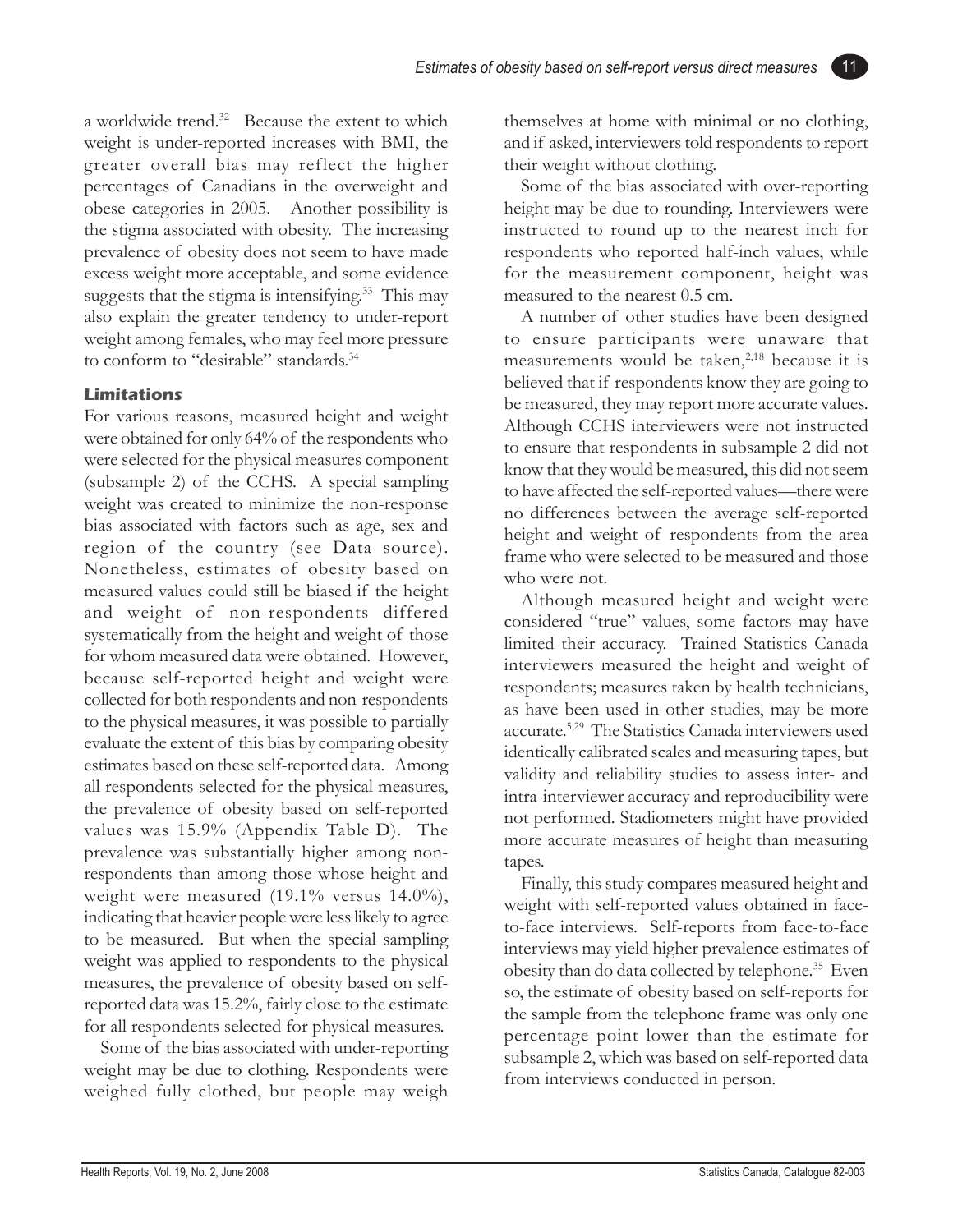a worldwide trend.[32] Because the extent to which weight is under-reported increases with BMI, the greater overall bias may reflect the higher percentages of Canadians in the overweight and obese categories in 2005. Another possibility is the stigma associated with obesity. The increasing prevalence of obesity does not seem to have made excess weight more acceptable, and some evidence suggests that the stigma is intensifying.[33] This may also explain the greater tendency to under-report weight among females, who may feel more pressure to conform to "desirable" standards.[34]

### Limitations

For various reasons, measured height and weight were obtained for only 64% of the respondents who were selected for the physical measures component (subsample 2) of the CCHS. A special sampling weight was created to minimize the non-response bias associated with factors such as age, sex and region of the country (see Data source). Nonetheless, estimates of obesity based on measured values could still be biased if the height and weight of non-respondents differed systematically from the height and weight of those for whom measured data were obtained. However, because self-reported height and weight were collected for both respondents and non-respondents to the physical measures, it was possible to partially evaluate the extent of this bias by comparing obesity estimates based on these self-reported data. Among all respondents selected for the physical measures, the prevalence of obesity based on self-reported values was 15.9% (Appendix Table D). The prevalence was substantially higher among non-respondents than among those whose height and weight were measured (19.1% versus 14.0%), indicating that heavier people were less likely to agree to be measured. But when the special sampling weight was applied to respondents to the physical measures, the prevalence of obesity based on self-reported data was 15.2%, fairly close to the estimate for all respondents selected for physical measures.

Some of the bias associated with under-reporting weight may be due to clothing. Respondents were weighed fully clothed, but people may weigh themselves at home with minimal or no clothing, and if asked, interviewers told respondents to report their weight without clothing.

Some of the bias associated with over-reporting height may be due to rounding. Interviewers were instructed to round up to the nearest inch for respondents who reported half-inch values, while for the measurement component, height was measured to the nearest 0.5 cm.

A number of other studies have been designed to ensure participants were unaware that measurements would be taken,[2,18] because it is believed that if respondents know they are going to be measured, they may report more accurate values. Although CCHS interviewers were not instructed to ensure that respondents in subsample 2 did not know that they would be measured, this did not seem to have affected the self-reported values—there were no differences between the average self-reported height and weight of respondents from the area frame who were selected to be measured and those who were not.

Although measured height and weight were considered "true" values, some factors may have limited their accuracy. Trained Statistics Canada interviewers measured the height and weight of respondents; measures taken by health technicians, as have been used in other studies, may be more accurate.[5,29] The Statistics Canada interviewers used identically calibrated scales and measuring tapes, but validity and reliability studies to assess inter- and intra-interviewer accuracy and reproducibility were not performed. Stadiometers might have provided more accurate measures of height than measuring tapes.

Finally, this study compares measured height and weight with self-reported values obtained in face-to-face interviews. Self-reports from face-to-face interviews may yield higher prevalence estimates of obesity than do data collected by telephone.[35] Even so, the estimate of obesity based on self-reports for the sample from the telephone frame was only one percentage point lower than the estimate for subsample 2, which was based on self-reported data from interviews conducted in person.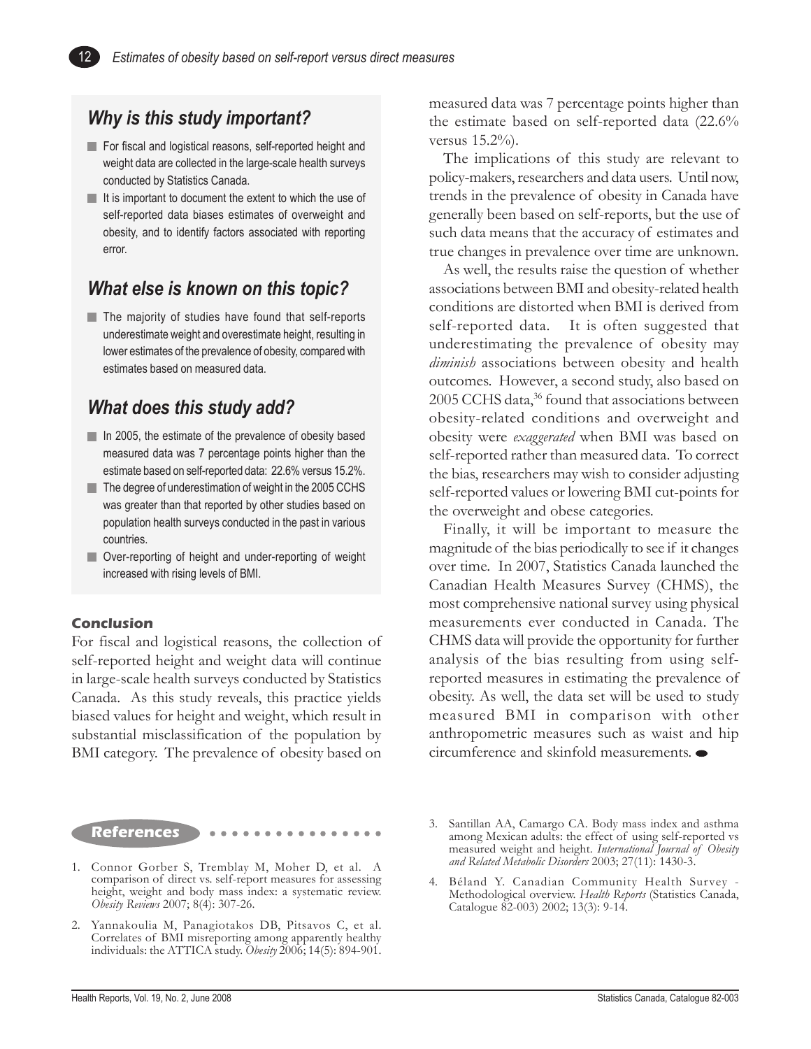## *Why is this study important?*

- For fiscal and logistical reasons, self-reported height and weight data are collected in the large-scale health surveys conducted by Statistics Canada.
- It is important to document the extent to which the use of self-reported data biases estimates of overweight and obesity, and to identify factors associated with reporting error.

## *What else is known on this topic?*

- The majority of studies have found that self-reports underestimate weight and overestimate height, resulting in lower estimates of the prevalence of obesity, compared with estimates based on measured data.

## *What does this study add?*

- In 2005, the estimate of the prevalence of obesity based measured data was 7 percentage points higher than the estimate based on self-reported data: 22.6% versus 15.2%.
- The degree of underestimation of weight in the 2005 CCHS was greater than that reported by other studies based on population health surveys conducted in the past in various countries.
- Over-reporting of height and under-reporting of weight increased with rising levels of BMI.

### Conclusion

For fiscal and logistical reasons, the collection of self-reported height and weight data will continue in large-scale health surveys conducted by Statistics Canada. As this study reveals, this practice yields biased values for height and weight, which result in substantial misclassification of the population by BMI category. The prevalence of obesity based on measured data was 7 percentage points higher than the estimate based on self-reported data (22.6% versus 15.2%).

The implications of this study are relevant to policy-makers, researchers and data users. Until now, trends in the prevalence of obesity in Canada have generally been based on self-reports, but the use of such data means that the accuracy of estimates and true changes in prevalence over time are unknown.

As well, the results raise the question of whether associations between BMI and obesity-related health conditions are distorted when BMI is derived from self-reported data. It is often suggested that underestimating the prevalence of obesity may *diminish* associations between obesity and health outcomes. However, a second study, also based on 2005 CCHS data,[36] found that associations between obesity-related conditions and overweight and obesity were *exaggerated* when BMI was based on self-reported rather than measured data. To correct the bias, researchers may wish to consider adjusting self-reported values or lowering BMI cut-points for the overweight and obese categories.

Finally, it will be important to measure the magnitude of the bias periodically to see if it changes over time. In 2007, Statistics Canada launched the Canadian Health Measures Survey (CHMS), the most comprehensive national survey using physical measurements ever conducted in Canada. The CHMS data will provide the opportunity for further analysis of the bias resulting from using self-reported measures in estimating the prevalence of obesity. As well, the data set will be used to study measured BMI in comparison with other anthropometric measures such as waist and hip circumference and skinfold measurements.

## References

1. Connor Gorber S, Tremblay M, Moher D, et al. A comparison of direct vs. self-report measures for assessing height, weight and body mass index: a systematic review. *Obesity Reviews* 2007; 8(4): 307-26.
2. Yannakoulia M, Panagiotakos DB, Pitsavos C, et al. Correlates of BMI misreporting among apparently healthy individuals: the ATTICA study. *Obesity* 2006; 14(5): 894-901.
3. Santillan AA, Camargo CA. Body mass index and asthma among Mexican adults: the effect of using self-reported vs measured weight and height. *International Journal of Obesity and Related Metabolic Disorders* 2003; 27(11): 1430-3.
4. Béland Y. Canadian Community Health Survey - Methodological overview. *Health Reports* (Statistics Canada, Catalogue 82-003) 2002; 13(3): 9-14.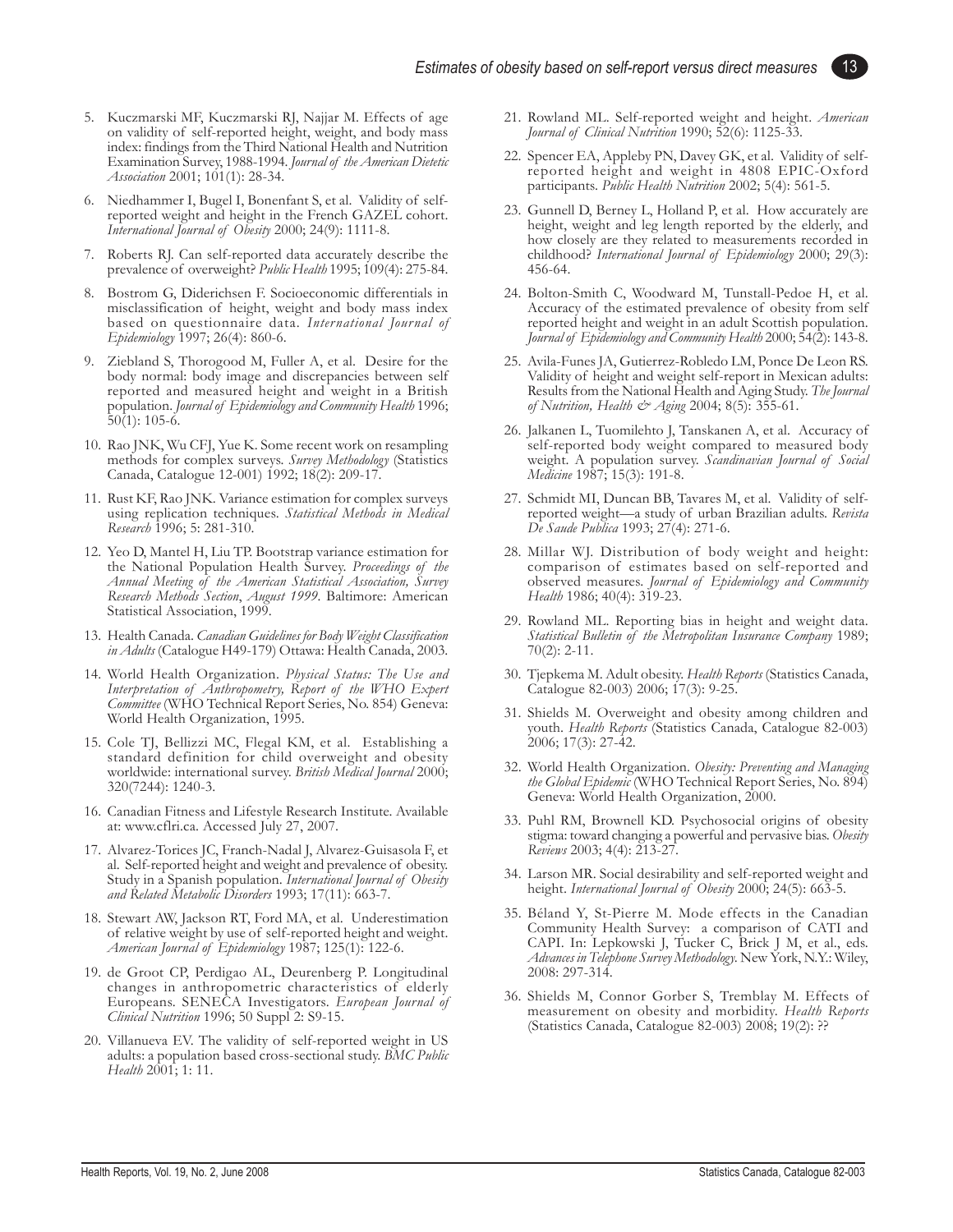5. Kuczmarski MF, Kuczmarski RJ, Najjar M. Effects of age on validity of self-reported height, weight, and body mass index: findings from the Third National Health and Nutrition Examination Survey, 1988-1994. *Journal of the American Dietetic Association* 2001; 101(1): 28-34.

6. Niedhammer I, Bugel I, Bonenfant S, et al. Validity of self-reported weight and height in the French GAZEL cohort. *International Journal of Obesity* 2000; 24(9): 1111-8.

7. Roberts RJ. Can self-reported data accurately describe the prevalence of overweight? *Public Health* 1995; 109(4): 275-84.

8. Bostrom G, Diderichsen F. Socioeconomic differentials in misclassification of height, weight and body mass index based on questionnaire data. *International Journal of Epidemiology* 1997; 26(4): 860-6.

9. Ziebland S, Thorogood M, Fuller A, et al. Desire for the body normal: body image and discrepancies between self reported and measured height and weight in a British population. *Journal of Epidemiology and Community Health* 1996; 50(1): 105-6.

10. Rao JNK, Wu CFJ, Yue K. Some recent work on resampling methods for complex surveys. *Survey Methodology* (Statistics Canada, Catalogue 12-001) 1992; 18(2): 209-17.

11. Rust KF, Rao JNK. Variance estimation for complex surveys using replication techniques. *Statistical Methods in Medical Research* 1996; 5: 281-310.

12. Yeo D, Mantel H, Liu TP. Bootstrap variance estimation for the National Population Health Survey. *Proceedings of the Annual Meeting of the American Statistical Association, Survey Research Methods Section, August 1999*. Baltimore: American Statistical Association, 1999.

13. Health Canada. *Canadian Guidelines for Body Weight Classification in Adults* (Catalogue H49-179) Ottawa: Health Canada, 2003.

14. World Health Organization. *Physical Status: The Use and Interpretation of Anthropometry, Report of the WHO Expert Committee* (WHO Technical Report Series, No. 854) Geneva: World Health Organization, 1995.

15. Cole TJ, Bellizzi MC, Flegal KM, et al. Establishing a standard definition for child overweight and obesity worldwide: international survey. *British Medical Journal* 2000; 320(7244): 1240-3.

16. Canadian Fitness and Lifestyle Research Institute. Available at: www.cflri.ca. Accessed July 27, 2007.

17. Alvarez-Torices JC, Franch-Nadal J, Alvarez-Guisasola F, et al. Self-reported height and weight and prevalence of obesity. Study in a Spanish population. *International Journal of Obesity and Related Metabolic Disorders* 1993; 17(11): 663-7.

18. Stewart AW, Jackson RT, Ford MA, et al. Underestimation of relative weight by use of self-reported height and weight. *American Journal of Epidemiology* 1987; 125(1): 122-6.

19. de Groot CP, Perdigao AL, Deurenberg P. Longitudinal changes in anthropometric characteristics of elderly Europeans. SENECA Investigators. *European Journal of Clinical Nutrition* 1996; 50 Suppl 2: S9-15.

20. Villanueva EV. The validity of self-reported weight in US adults: a population based cross-sectional study. *BMC Public Health* 2001; 1: 11.

21. Rowland ML. Self-reported weight and height. *American Journal of Clinical Nutrition* 1990; 52(6): 1125-33.

22. Spencer EA, Appleby PN, Davey GK, et al. Validity of self-reported height and weight in 4808 EPIC-Oxford participants. *Public Health Nutrition* 2002; 5(4): 561-5.

23. Gunnell D, Berney L, Holland P, et al. How accurately are height, weight and leg length reported by the elderly, and how closely are they related to measurements recorded in childhood? *International Journal of Epidemiology* 2000; 29(3): 456-64.

24. Bolton-Smith C, Woodward M, Tunstall-Pedoe H, et al. Accuracy of the estimated prevalence of obesity from self reported height and weight in an adult Scottish population. *Journal of Epidemiology and Community Health* 2000; 54(2): 143-8.

25. Avila-Funes JA, Gutierrez-Robledo LM, Ponce De Leon RS. Validity of height and weight self-report in Mexican adults: Results from the National Health and Aging Study. *The Journal of Nutrition, Health & Aging* 2004; 8(5): 355-61.

26. Jalkanen L, Tuomilehto J, Tanskanen A, et al. Accuracy of self-reported body weight compared to measured body weight. A population survey. *Scandinavian Journal of Social Medicine* 1987; 15(3): 191-8.

27. Schmidt MI, Duncan BB, Tavares M, et al. Validity of self-reported body weight—a study of urban Brazilian adults. *Revista De Saude Publica* 1993; 27(4): 271-6.

28. Millar WJ. Distribution of body weight and height: comparison of estimates based on self-reported and observed measures. *Journal of Epidemiology and Community Health* 1986; 40(4): 319-23.

29. Rowland ML. Reporting bias in height and weight data. *Statistical Bulletin of the Metropolitan Insurance Company* 1989; 70(2): 2-11.

30. Tjepkema M. Adult obesity. *Health Reports* (Statistics Canada, Catalogue 82-003) 2006; 17(3): 9-25.

31. Shields M. Overweight and obesity among children and youth. *Health Reports* (Statistics Canada, Catalogue 82-003) 2006; 17(3): 27-42.

32. World Health Organization. *Obesity: Preventing and Managing the Global Epidemic* (WHO Technical Report Series, No. 894) Geneva: World Health Organization, 2000.

33. Puhl RM, Brownell KD. Psychosocial origins of obesity stigma: toward changing a powerful and pervasive bias. *Obesity Reviews* 2003; 4(4): 213-27.

34. Larson MR. Social desirability and self-reported weight and height. *International Journal of Obesity* 2000; 24(5): 663-5.

35. Béland Y, St-Pierre M. Mode effects in the Canadian Community Health Survey: a comparison of CATI and CAPI. In: Lepkowski J, Tucker C, Brick J M, et al., eds. *Advances in Telephone Survey Methodology*. New York, N.Y.: Wiley, 2008: 297-314.

36. Shields M, Connor Gorber S, Tremblay M. Effects of measurement on obesity and morbidity. *Health Reports* (Statistics Canada, Catalogue 82-003) 2008; 19(2): ??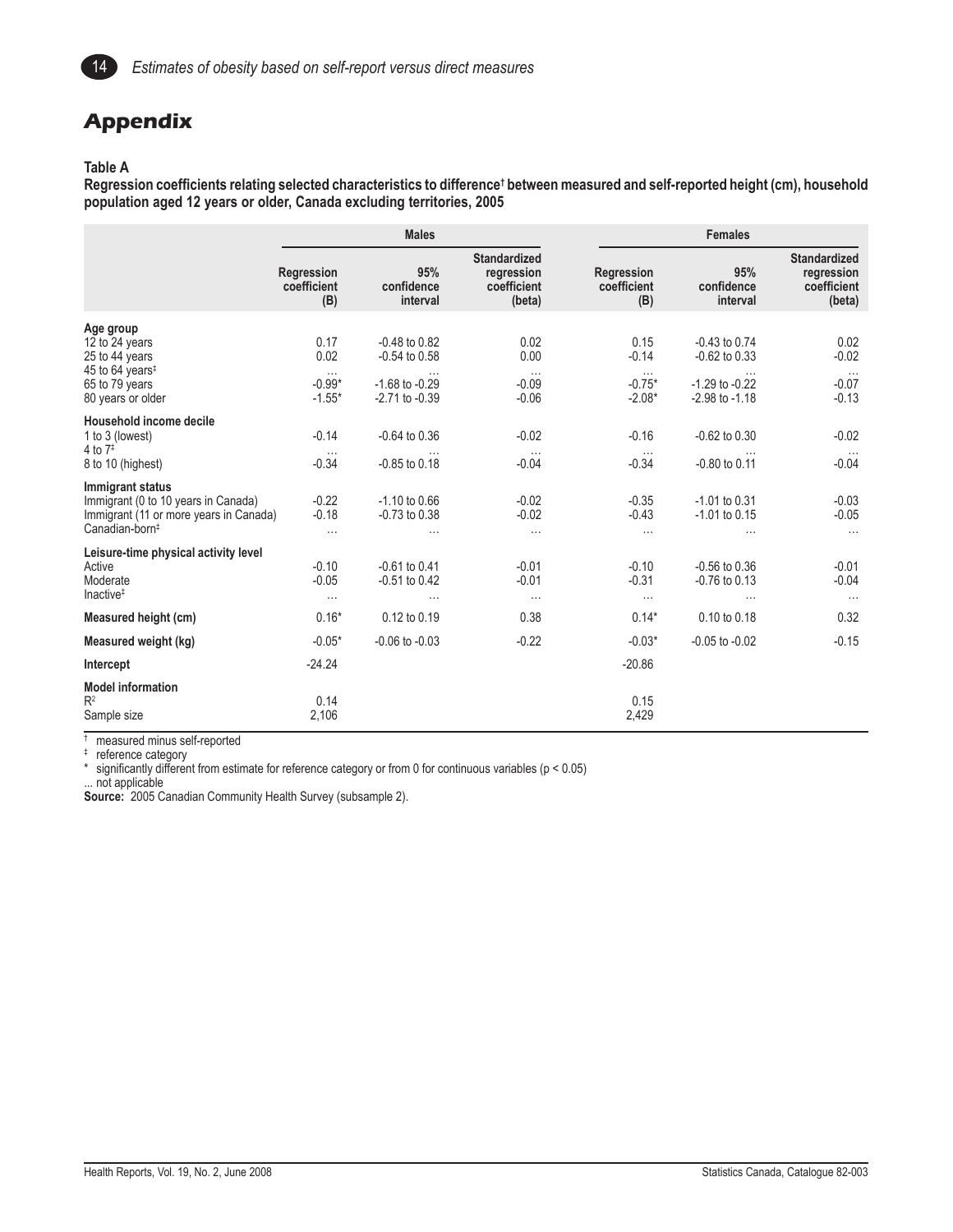# Appendix

**Table A**
**Regression coefficients relating selected characteristics to difference† between measured and self-reported height (cm), household population aged 12 years or older, Canada excluding territories, 2005**

| | Males | | | Females | | |
|---|---|---|---|---|---|---|
| | Regression coefficient (B) | 95% confidence interval | Standardized regression coefficient (beta) | Regression coefficient (B) | 95% confidence interval | Standardized regression coefficient (beta) |
| **Age group** | | | | | | |
| 12 to 24 years | 0.17 | -0.48 to 0.82 | 0.02 | 0.15 | -0.43 to 0.74 | 0.02 |
| 25 to 44 years | 0.02 | -0.54 to 0.58 | 0.00 | -0.14 | -0.62 to 0.33 | -0.02 |
| 45 to 64 years‡ | ... | ... | ... | ... | ... | ... |
| 65 to 79 years | -0.99* | -1.68 to -0.29 | -0.09 | -0.75* | -1.29 to -0.22 | -0.07 |
| 80 years or older | -1.55* | -2.71 to -0.39 | -0.06 | -2.08* | -2.98 to -1.18 | -0.13 |
| **Household income decile** | | | | | | |
| 1 to 3 (lowest) | -0.14 | -0.64 to 0.36 | -0.02 | -0.16 | -0.62 to 0.30 | -0.02 |
| 4 to 7‡ | ... | ... | ... | ... | ... | ... |
| 8 to 10 (highest) | -0.34 | -0.85 to 0.18 | -0.04 | -0.34 | -0.80 to 0.11 | -0.04 |
| **Immigrant status** | | | | | | |
| Immigrant (0 to 10 years in Canada) | -0.22 | -1.10 to 0.66 | -0.02 | -0.35 | -1.01 to 0.31 | -0.03 |
| Immigrant (11 or more years in Canada) | -0.18 | -0.73 to 0.38 | -0.02 | -0.43 | -1.01 to 0.15 | -0.05 |
| Canadian-born‡ | ... | ... | ... | ... | ... | ... |
| **Leisure-time physical activity level** | | | | | | |
| Active | -0.10 | -0.61 to 0.41 | -0.01 | -0.10 | -0.56 to 0.36 | -0.01 |
| Moderate | -0.05 | -0.51 to 0.42 | -0.01 | -0.31 | -0.76 to 0.13 | -0.04 |
| Inactive‡ | ... | ... | ... | ... | ... | ... |
| **Measured height (cm)** | 0.16* | 0.12 to 0.19 | 0.38 | 0.14* | 0.10 to 0.18 | 0.32 |
| **Measured weight (kg)** | -0.05* | -0.06 to -0.03 | -0.22 | -0.03* | -0.05 to -0.02 | -0.15 |
| **Intercept** | -24.24 | | | -20.86 | | |
| **Model information** | | | | | | |
| $R^2$ | 0.14 | | | 0.15 | | |
| Sample size | 2,106 | | | 2,429 | | |

† measured minus self-reported
‡ reference category
\* significantly different from estimate for reference category or from 0 for continuous variables ($p < 0.05$)
... not applicable
**Source:** 2005 Canadian Community Health Survey (subsample 2).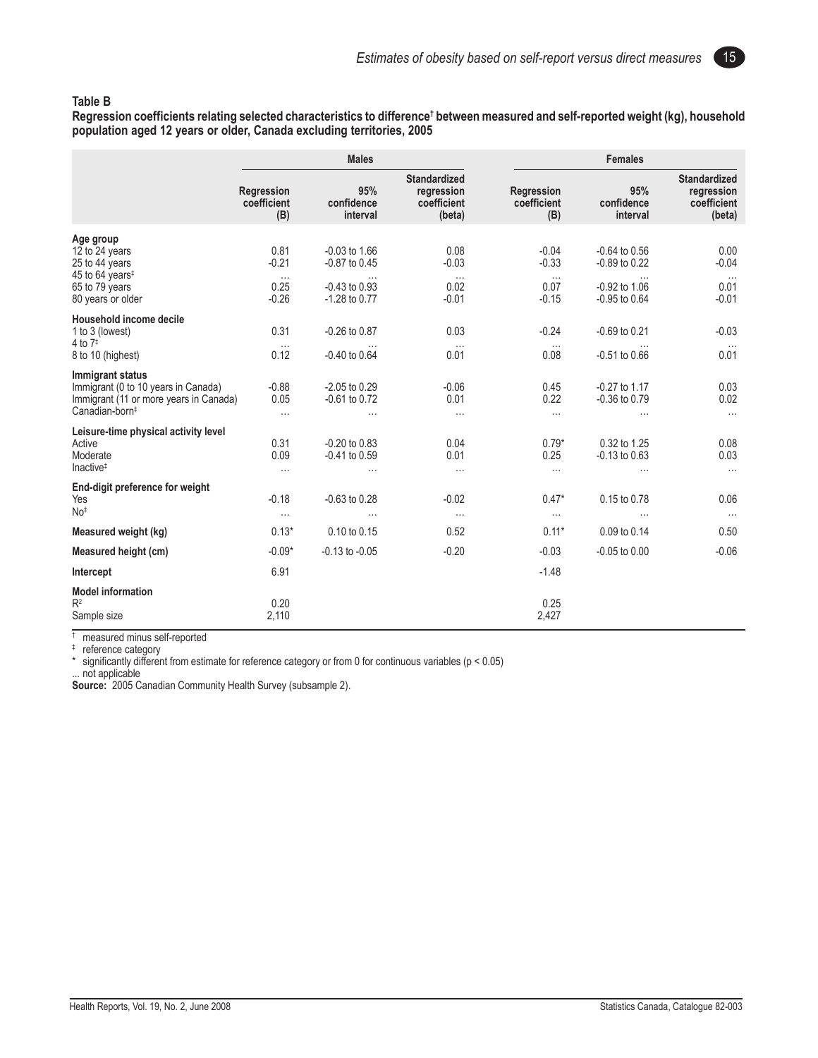**Table B**

**Regression coefficients relating selected characteristics to difference† between measured and self-reported weight (kg), household population aged 12 years or older, Canada excluding territories, 2005**

| | Males | | | Females | | |
|---|---|---|---|---|---|---|
| | Regression coefficient (B) | 95% confidence interval | Standardized regression coefficient (beta) | Regression coefficient (B) | 95% confidence interval | Standardized regression coefficient (beta) |
| **Age group** | | | | | | |
| 12 to 24 years | 0.81 | -0.03 to 1.66 | 0.08 | -0.04 | -0.64 to 0.56 | 0.00 |
| 25 to 44 years | -0.21 | -0.87 to 0.45 | -0.03 | -0.33 | -0.89 to 0.22 | -0.04 |
| 45 to 64 years‡ | ... | ... | ... | ... | ... | ... |
| 65 to 79 years | 0.25 | -0.43 to 0.93 | 0.02 | 0.07 | -0.92 to 1.06 | 0.01 |
| 80 years or older | -0.26 | -1.28 to 0.77 | -0.01 | -0.15 | -0.95 to 0.64 | -0.01 |
| **Household income decile** | | | | | | |
| 1 to 3 (lowest) | 0.31 | -0.26 to 0.87 | 0.03 | -0.24 | -0.69 to 0.21 | -0.03 |
| 4 to 7‡ | ... | ... | ... | ... | ... | ... |
| 8 to 10 (highest) | 0.12 | -0.40 to 0.64 | 0.01 | 0.08 | -0.51 to 0.66 | 0.01 |
| **Immigrant status** | | | | | | |
| Immigrant (0 to 10 years in Canada) | -0.88 | -2.05 to 0.29 | -0.06 | 0.45 | -0.27 to 1.17 | 0.03 |
| Immigrant (11 or more years in Canada) | 0.05 | -0.61 to 0.72 | 0.01 | 0.22 | -0.36 to 0.79 | 0.02 |
| Canadian-born‡ | ... | ... | ... | ... | ... | ... |
| **Leisure-time physical activity level** | | | | | | |
| Active | 0.31 | -0.20 to 0.83 | 0.04 | 0.79* | 0.32 to 1.25 | 0.08 |
| Moderate | 0.09 | -0.41 to 0.59 | 0.01 | 0.25 | -0.13 to 0.63 | 0.03 |
| Inactive‡ | ... | ... | ... | ... | ... | ... |
| **End-digit preference for weight** | | | | | | |
| Yes | -0.18 | -0.63 to 0.28 | -0.02 | 0.47* | 0.15 to 0.78 | 0.06 |
| No‡ | ... | ... | ... | ... | ... | ... |
| **Measured weight (kg)** | 0.13* | 0.10 to 0.15 | 0.52 | 0.11* | 0.09 to 0.14 | 0.50 |
| **Measured height (cm)** | -0.09* | -0.13 to -0.05 | -0.20 | -0.03 | -0.05 to 0.00 | -0.06 |
| **Intercept** | 6.91 | | | -1.48 | | |
| **Model information** | | | | | | |
| $R^2$ | 0.20 | | | 0.25 | | |
| Sample size | 2,110 | | | 2,427 | | |

† measured minus self-reported
‡ reference category
* significantly different from estimate for reference category or from 0 for continuous variables ($p < 0.05$)
... not applicable
**Source:** 2005 Canadian Community Health Survey (subsample 2).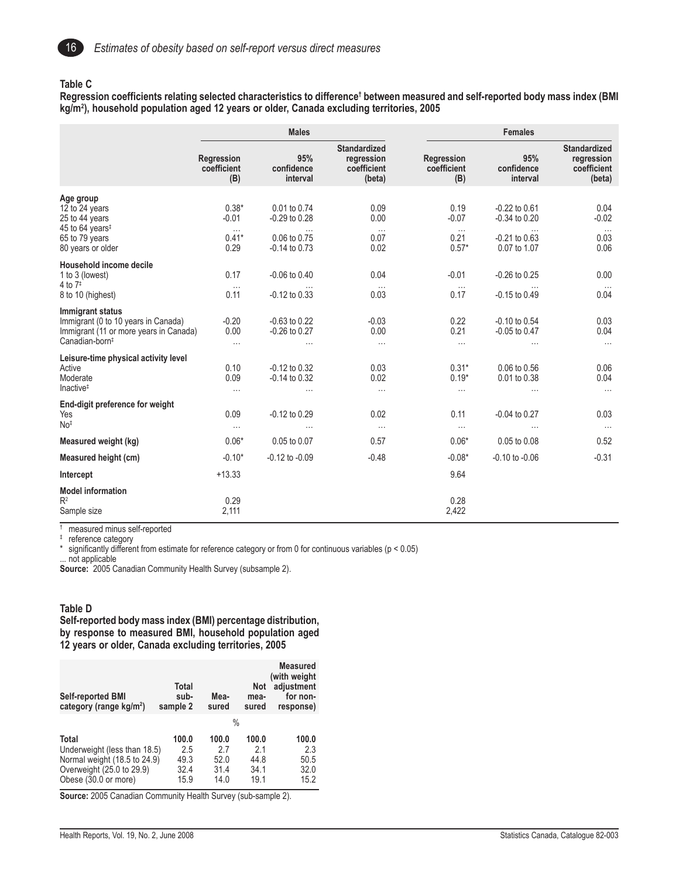### Table C

**Regression coefficients relating selected characteristics to difference[†] between measured and self-reported body mass index (BMI kg/m²), household population aged 12 years or older, Canada excluding territories, 2005**

| | Males | | | Females | | |
|---|---|---|---|---|---|---|
| | Regression coefficient (B) | 95% confidence interval | Standardized regression coefficient (beta) | Regression coefficient (B) | 95% confidence interval | Standardized regression coefficient (beta) |
| **Age group** | | | | | | |
| 12 to 24 years | 0.38* | 0.01 to 0.74 | 0.09 | 0.19 | -0.22 to 0.61 | 0.04 |
| 25 to 44 years | -0.01 | -0.29 to 0.28 | 0.00 | -0.07 | -0.34 to 0.20 | -0.02 |
| 45 to 64 years[‡] | ... | ... | ... | ... | ... | ... |
| 65 to 79 years | 0.41* | 0.06 to 0.75 | 0.07 | 0.21 | -0.21 to 0.63 | 0.03 |
| 80 years or older | 0.29 | -0.14 to 0.73 | 0.02 | 0.57* | 0.07 to 1.07 | 0.06 |
| **Household income decile** | | | | | | |
| 1 to 3 (lowest) | 0.17 | -0.06 to 0.40 | 0.04 | -0.01 | -0.26 to 0.25 | 0.00 |
| 4 to 7[‡] | ... | ... | ... | ... | ... | ... |
| 8 to 10 (highest) | 0.11 | -0.12 to 0.33 | 0.03 | 0.17 | -0.15 to 0.49 | 0.04 |
| **Immigrant status** | | | | | | |
| Immigrant (0 to 10 years in Canada) | -0.20 | -0.63 to 0.22 | -0.03 | 0.22 | -0.10 to 0.54 | 0.03 |
| Immigrant (11 or more years in Canada) | 0.00 | -0.26 to 0.27 | 0.00 | 0.21 | -0.05 to 0.47 | 0.04 |
| Canadian-born[‡] | ... | ... | ... | ... | ... | ... |
| **Leisure-time physical activity level** | | | | | | |
| Active | 0.10 | -0.12 to 0.32 | 0.03 | 0.31* | 0.06 to 0.56 | 0.06 |
| Moderate | 0.09 | -0.14 to 0.32 | 0.02 | 0.19* | 0.01 to 0.38 | 0.04 |
| Inactive[‡] | ... | ... | ... | ... | ... | ... |
| **End-digit preference for weight** | | | | | | |
| Yes | 0.09 | -0.12 to 0.29 | 0.02 | 0.11 | -0.04 to 0.27 | 0.03 |
| No[‡] | ... | ... | ... | ... | ... | ... |
| **Measured weight (kg)** | 0.06* | 0.05 to 0.07 | 0.57 | 0.06* | 0.05 to 0.08 | 0.52 |
| **Measured height (cm)** | -0.10* | -0.12 to -0.09 | -0.48 | -0.08* | -0.10 to -0.06 | -0.31 |
| **Intercept** | +13.33 | | | 9.64 | | |
| **Model information** | | | | | | |
| $R^2$ | 0.29 | | | 0.28 | | |
| Sample size | 2,111 | | | 2,422 | | |

† measured minus self-reported
‡ reference category
\* significantly different from estimate for reference category or from 0 for continuous variables ($p < 0.05$)
... not applicable
**Source:** 2005 Canadian Community Health Survey (subsample 2).

### Table D

**Self-reported body mass index (BMI) percentage distribution, by response to measured BMI, household population aged 12 years or older, Canada excluding territories, 2005**

| Self-reported BMI category (range kg/m²) | Total sub-sample 2 | Measured | Not measured | Measured (with weight adjustment for non-response) |
|---|---|---|---|---|
| | % | | | |
| **Total** | **100.0** | **100.0** | **100.0** | **100.0** |
| Underweight (less than 18.5) | 2.5 | 2.7 | 2.1 | 2.3 |
| Normal weight (18.5 to 24.9) | 49.3 | 52.0 | 44.8 | 50.5 |
| Overweight (25.0 to 29.9) | 32.4 | 31.4 | 34.1 | 32.0 |
| Obese (30.0 or more) | 15.9 | 14.0 | 19.1 | 15.2 |

**Source:** 2005 Canadian Community Health Survey (sub-sample 2).